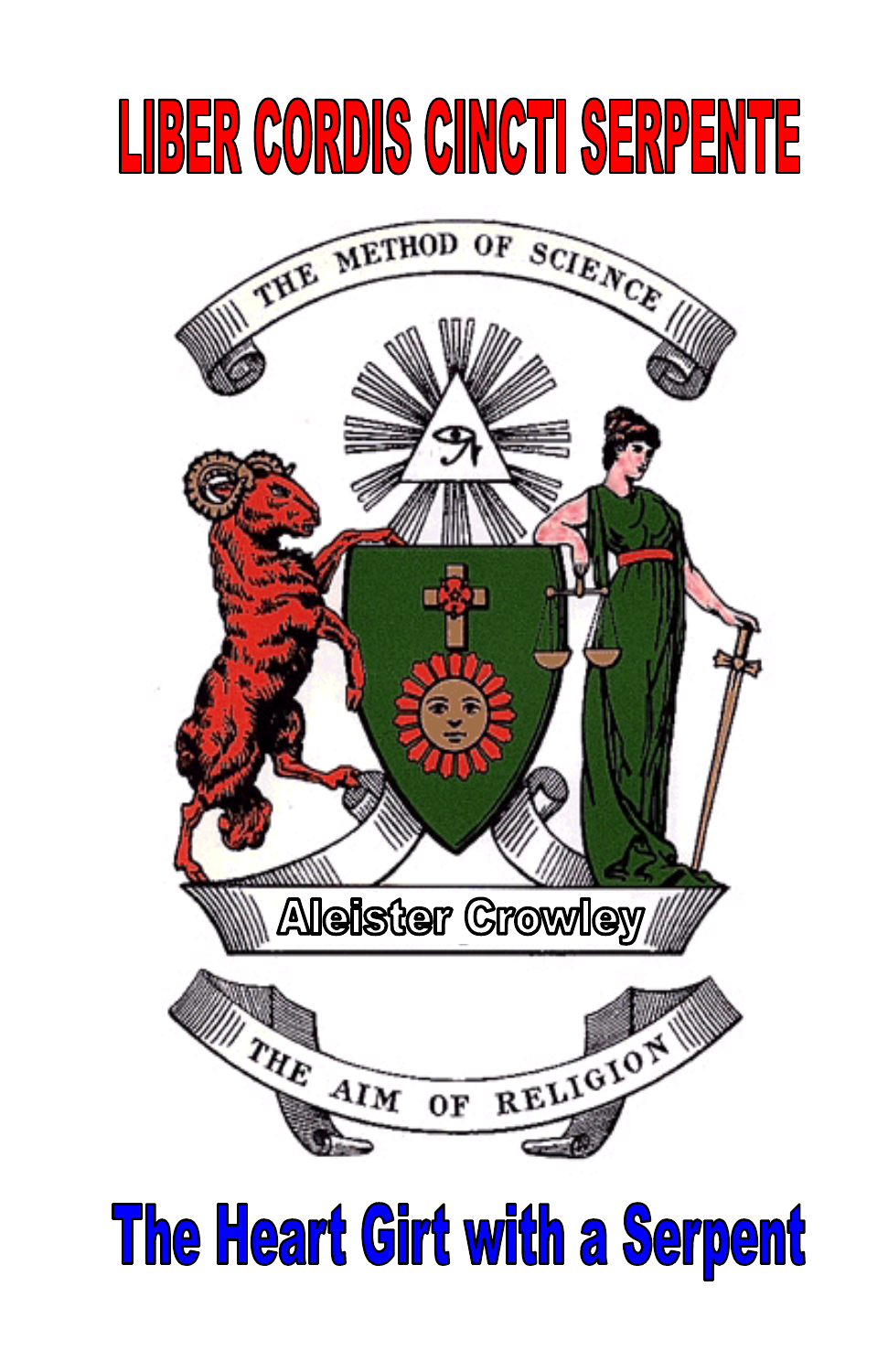# LIBER CORDIS CINCTI SERPENTE

THE METHOD OF SCIENCE

Aleister Crowley

THE AIM OF RELIGION

## The Heart Girt with a Serpent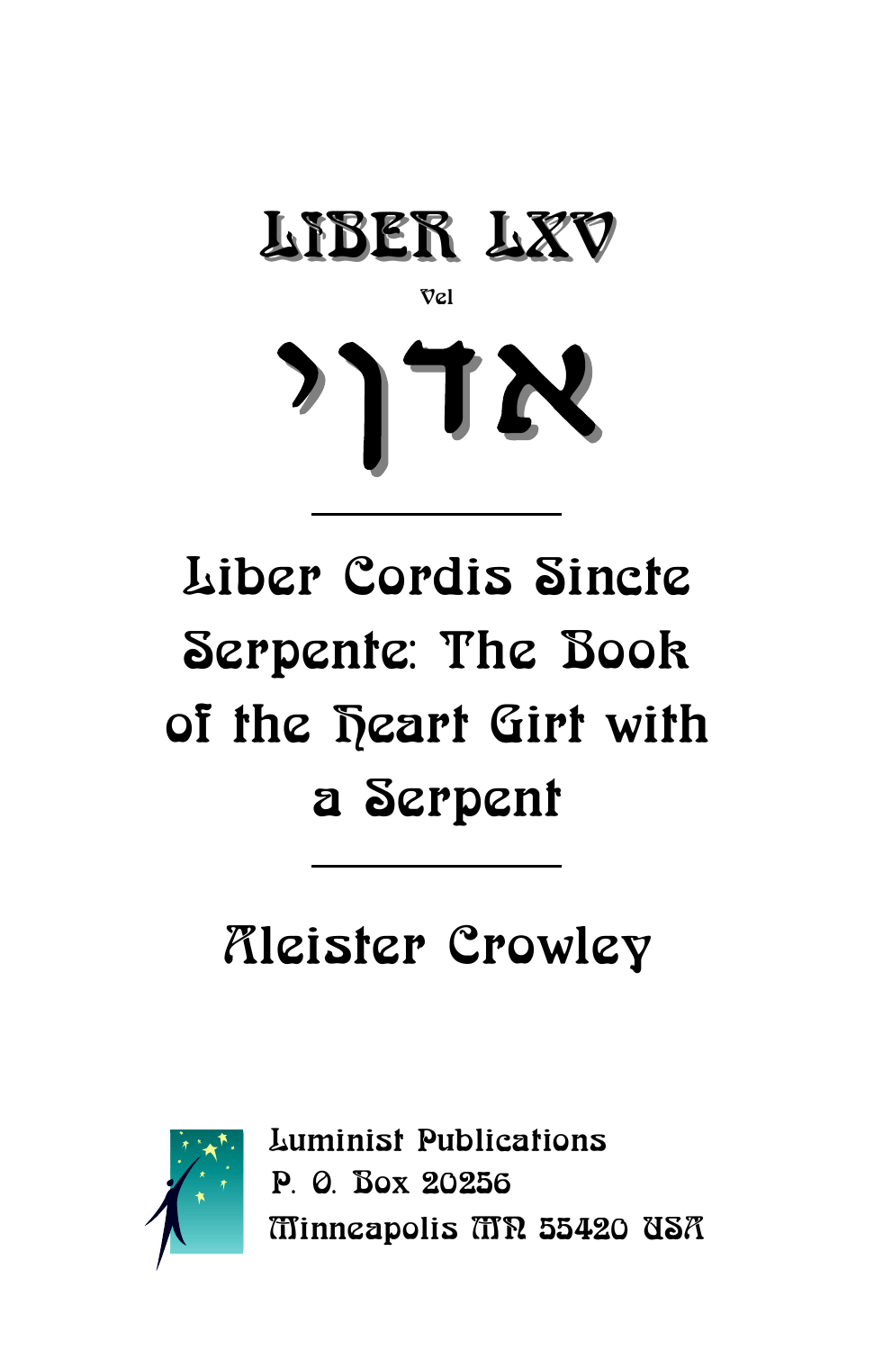# LIBER LXV

Vel

# אדני

---

## Liber Cordis Cincte Serpente: The Book of the Heart Girt with a Serpent

---

## Aleister Crowley

Luminist Publications
P. O. Box 20256
Minneapolis MN 55420 USA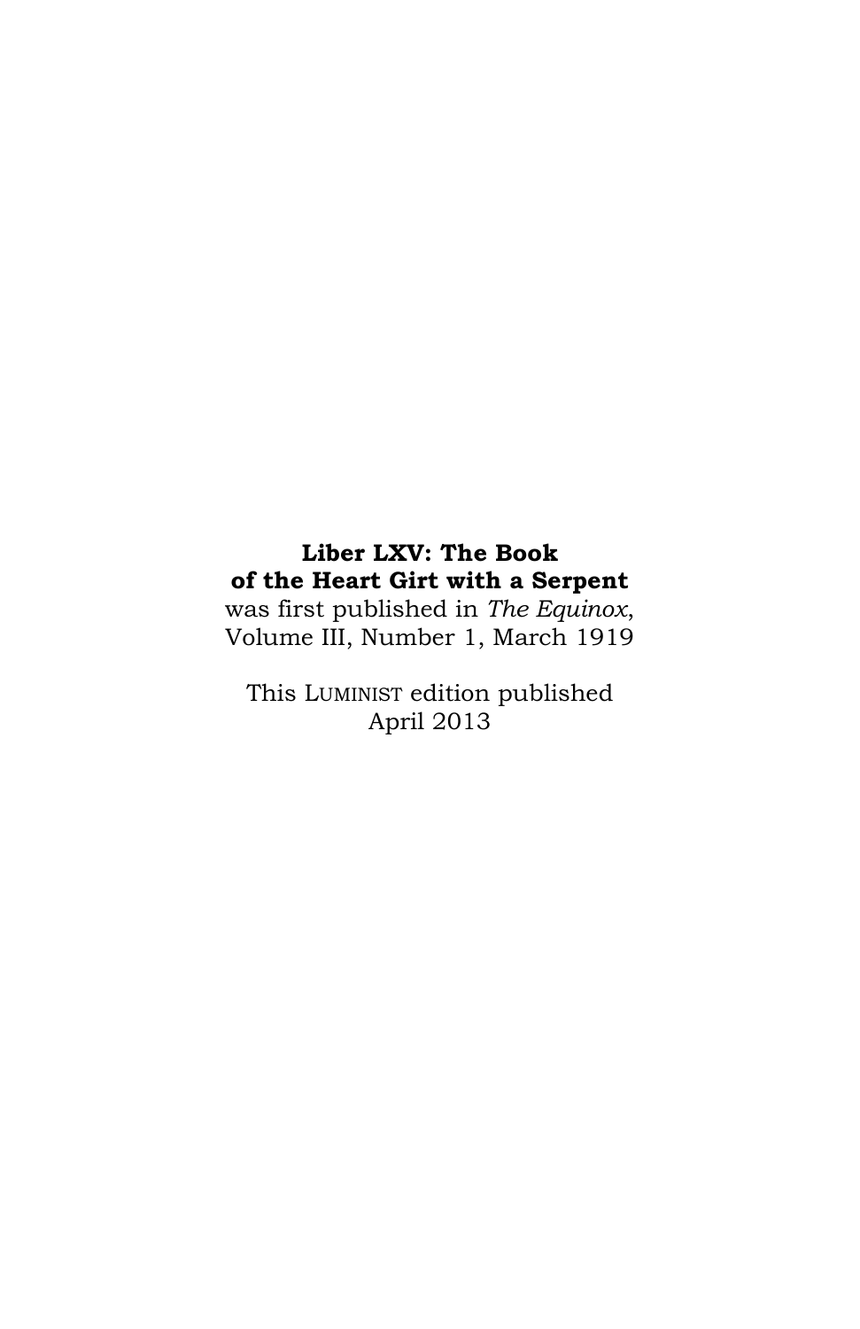**Liber LXV: The Book of the Heart Girt with a Serpent**
was first published in *The Equinox*, Volume III, Number 1, March 1919

This LUMINIST edition published April 2013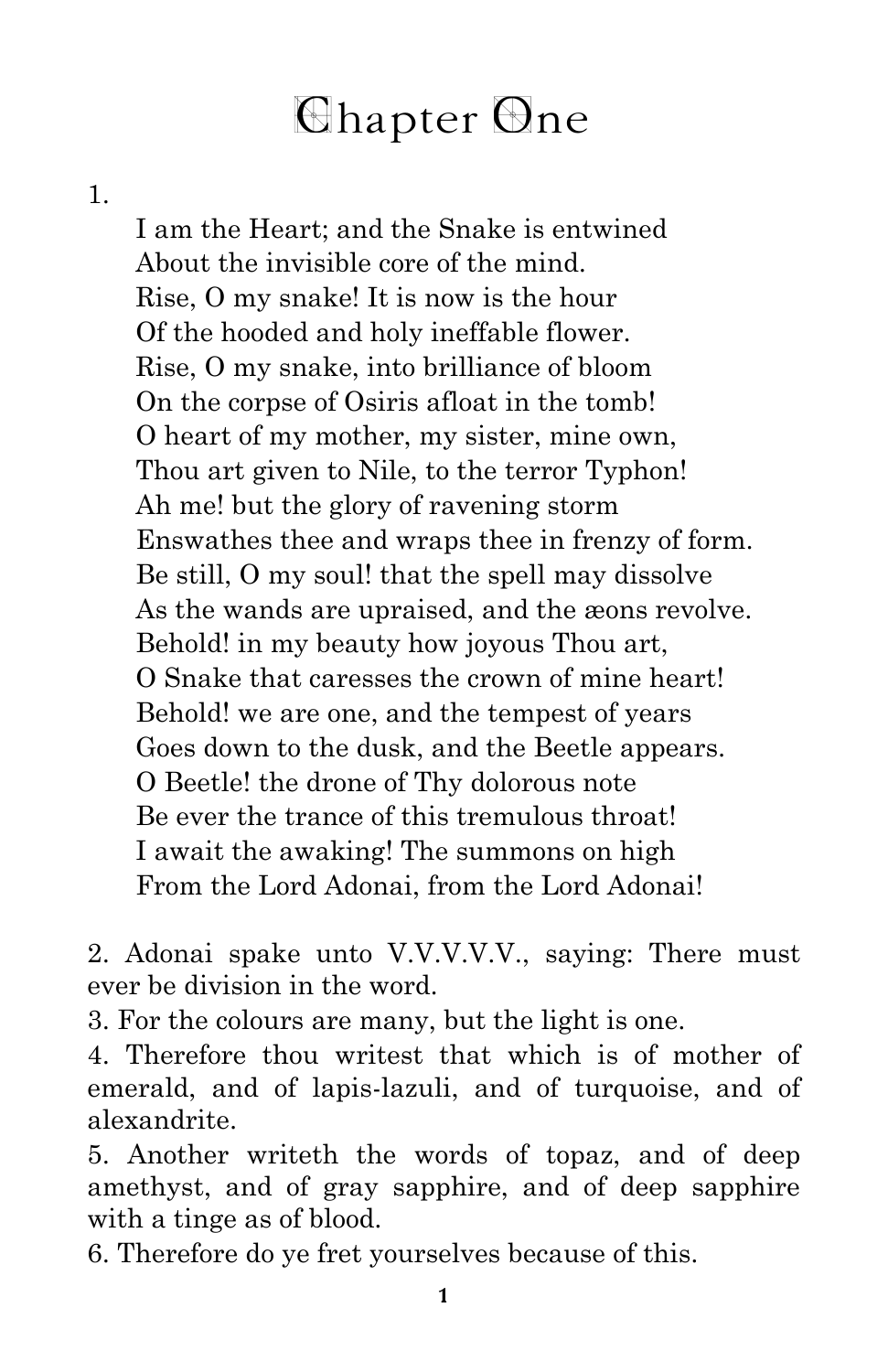# Chapter One

1.

I am the Heart; and the Snake is entwined
About the invisible core of the mind.
Rise, O my snake! It is now is the hour
Of the hooded and holy ineffable flower.
Rise, O my snake, into brilliance of bloom
On the corpse of Osiris afloat in the tomb!
O heart of my mother, my sister, mine own,
Thou art given to Nile, to the terror Typhon!
Ah me! but the glory of ravening storm
Enswathes thee and wraps thee in frenzy of form.
Be still, O my soul! that the spell may dissolve
As the wands are upraised, and the æons revolve.
Behold! in my beauty how joyous Thou art,
O Snake that caresses the crown of mine heart!
Behold! we are one, and the tempest of years
Goes down to the dusk, and the Beetle appears.
O Beetle! the drone of Thy dolorous note
Be ever the trance of this tremulous throat!
I await the awaking! The summons on high
From the Lord Adonai, from the Lord Adonai!

2. Adonai spake unto V.V.V.V.V., saying: There must ever be division in the word.

3. For the colours are many, but the light is one.

4. Therefore thou writest that which is of mother of emerald, and of lapis-lazuli, and of turquoise, and of alexandrite.

5. Another writeth the words of topaz, and of deep amethyst, and of gray sapphire, and of deep sapphire with a tinge as of blood.

6. Therefore do ye fret yourselves because of this.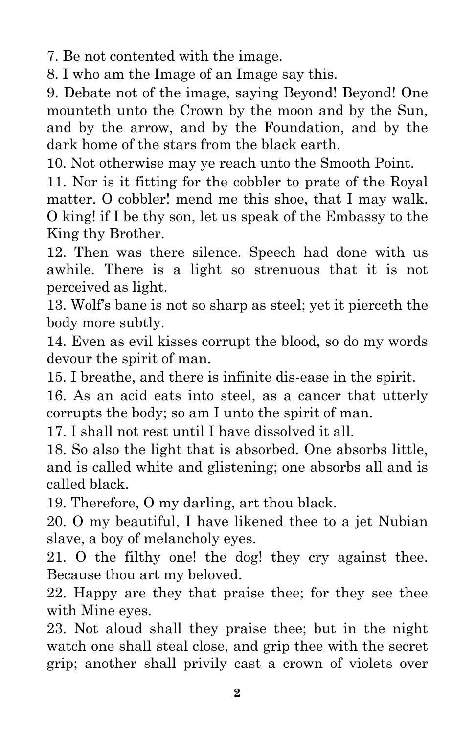7. Be not contented with the image.

8. I who am the Image of an Image say this.

9. Debate not of the image, saying Beyond! Beyond! One mounteth unto the Crown by the moon and by the Sun, and by the arrow, and by the Foundation, and by the dark home of the stars from the black earth.

10. Not otherwise may ye reach unto the Smooth Point.

11. Nor is it fitting for the cobbler to prate of the Royal matter. O cobbler! mend me this shoe, that I may walk. O king! if I be thy son, let us speak of the Embassy to the King thy Brother.

12. Then was there silence. Speech had done with us awhile. There is a light so strenuous that it is not perceived as light.

13. Wolf's bane is not so sharp as steel; yet it pierceth the body more subtly.

14. Even as evil kisses corrupt the blood, so do my words devour the spirit of man.

15. I breathe, and there is infinite dis-ease in the spirit.

16. As an acid eats into steel, as a cancer that utterly corrupts the body; so am I unto the spirit of man.

17. I shall not rest until I have dissolved it all.

18. So also the light that is absorbed. One absorbs little, and is called white and glistening; one absorbs all and is called black.

19. Therefore, O my darling, art thou black.

20. O my beautiful, I have likened thee to a jet Nubian slave, a boy of melancholy eyes.

21. O the filthy one! the dog! they cry against thee. Because thou art my beloved.

22. Happy are they that praise thee; for they see thee with Mine eyes.

23. Not aloud shall they praise thee; but in the night watch one shall steal close, and grip thee with the secret grip; another shall privily cast a crown of violets over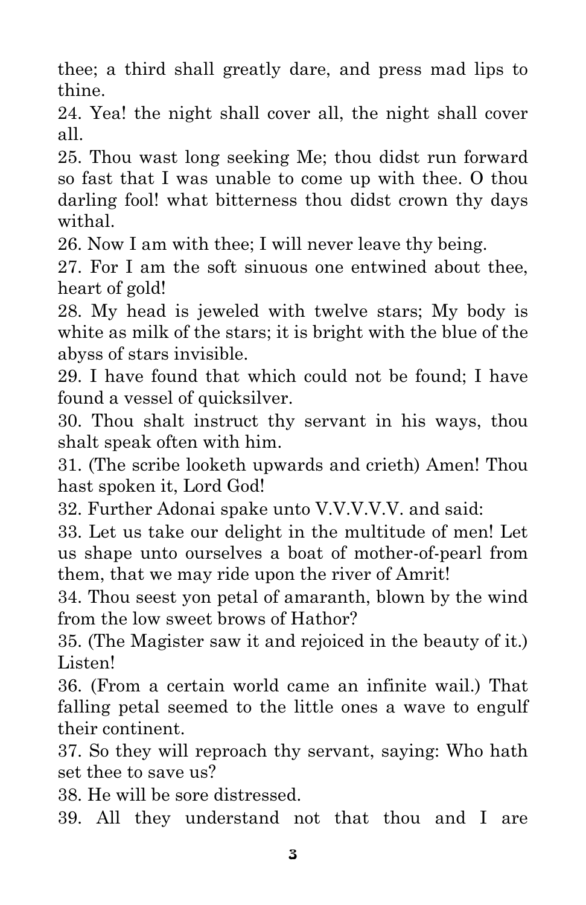thee; a third shall greatly dare, and press mad lips to thine.

24. Yea! the night shall cover all, the night shall cover all.

25. Thou wast long seeking Me; thou didst run forward so fast that I was unable to come up with thee. O thou darling fool! what bitterness thou didst crown thy days withal.

26. Now I am with thee; I will never leave thy being.

27. For I am the soft sinuous one entwined about thee, heart of gold!

28. My head is jeweled with twelve stars; My body is white as milk of the stars; it is bright with the blue of the abyss of stars invisible.

29. I have found that which could not be found; I have found a vessel of quicksilver.

30. Thou shalt instruct thy servant in his ways, thou shalt speak often with him.

31. (The scribe looketh upwards and crieth) Amen! Thou hast spoken it, Lord God!

32. Further Adonai spake unto V.V.V.V.V. and said:

33. Let us take our delight in the multitude of men! Let us shape unto ourselves a boat of mother-of-pearl from them, that we may ride upon the river of Amrit!

34. Thou seest yon petal of amaranth, blown by the wind from the low sweet brows of Hathor?

35. (The Magister saw it and rejoiced in the beauty of it.) Listen!

36. (From a certain world came an infinite wail.) That falling petal seemed to the little ones a wave to engulf their continent.

37. So they will reproach thy servant, saying: Who hath set thee to save us?

38. He will be sore distressed.

39. All they understand not that thou and I are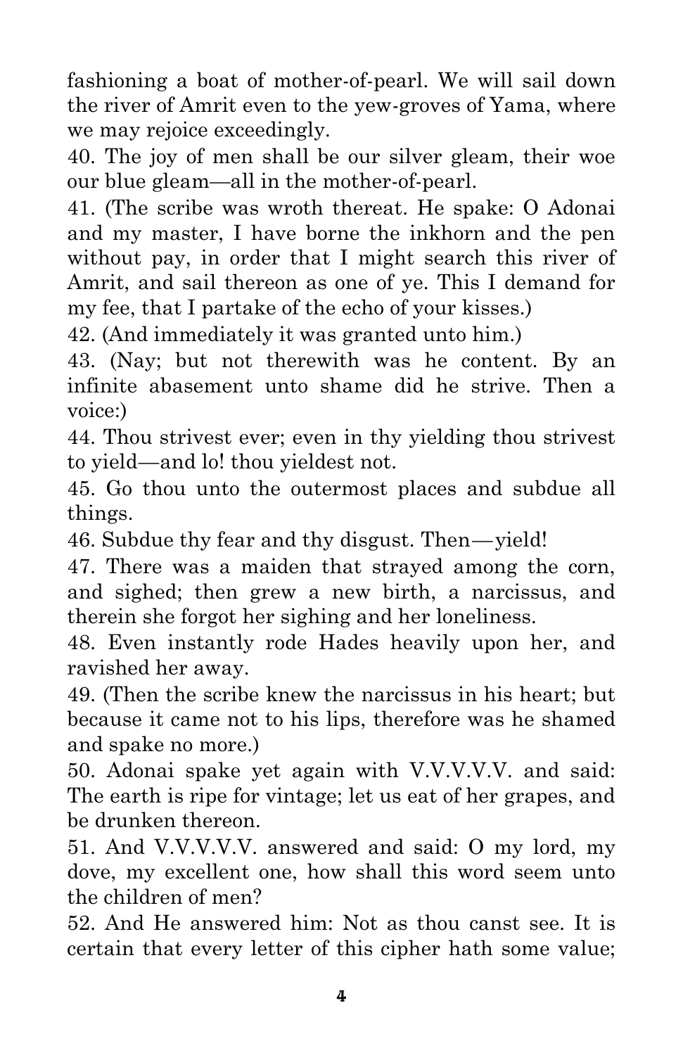fashioning a boat of mother-of-pearl. We will sail down the river of Amrit even to the yew-groves of Yama, where we may rejoice exceedingly.

40. The joy of men shall be our silver gleam, their woe our blue gleam—all in the mother-of-pearl.

41. (The scribe was wroth thereat. He spake: O Adonai and my master, I have borne the inkhorn and the pen without pay, in order that I might search this river of Amrit, and sail thereon as one of ye. This I demand for my fee, that I partake of the echo of your kisses.)

42. (And immediately it was granted unto him.)

43. (Nay; but not therewith was he content. By an infinite abasement unto shame did he strive. Then a voice:)

44. Thou strivest ever; even in thy yielding thou strivest to yield—and lo! thou yieldest not.

45. Go thou unto the outermost places and subdue all things.

46. Subdue thy fear and thy disgust. Then—yield!

47. There was a maiden that strayed among the corn, and sighed; then grew a new birth, a narcissus, and therein she forgot her sighing and her loneliness.

48. Even instantly rode Hades heavily upon her, and ravished her away.

49. (Then the scribe knew the narcissus in his heart; but because it came not to his lips, therefore was he shamed and spake no more.)

50. Adonai spake yet again with V.V.V.V.V. and said: The earth is ripe for vintage; let us eat of her grapes, and be drunken thereon.

51. And V.V.V.V.V. answered and said: O my lord, my dove, my excellent one, how shall this word seem unto the children of men?

52. And He answered him: Not as thou canst see. It is certain that every letter of this cipher hath some value;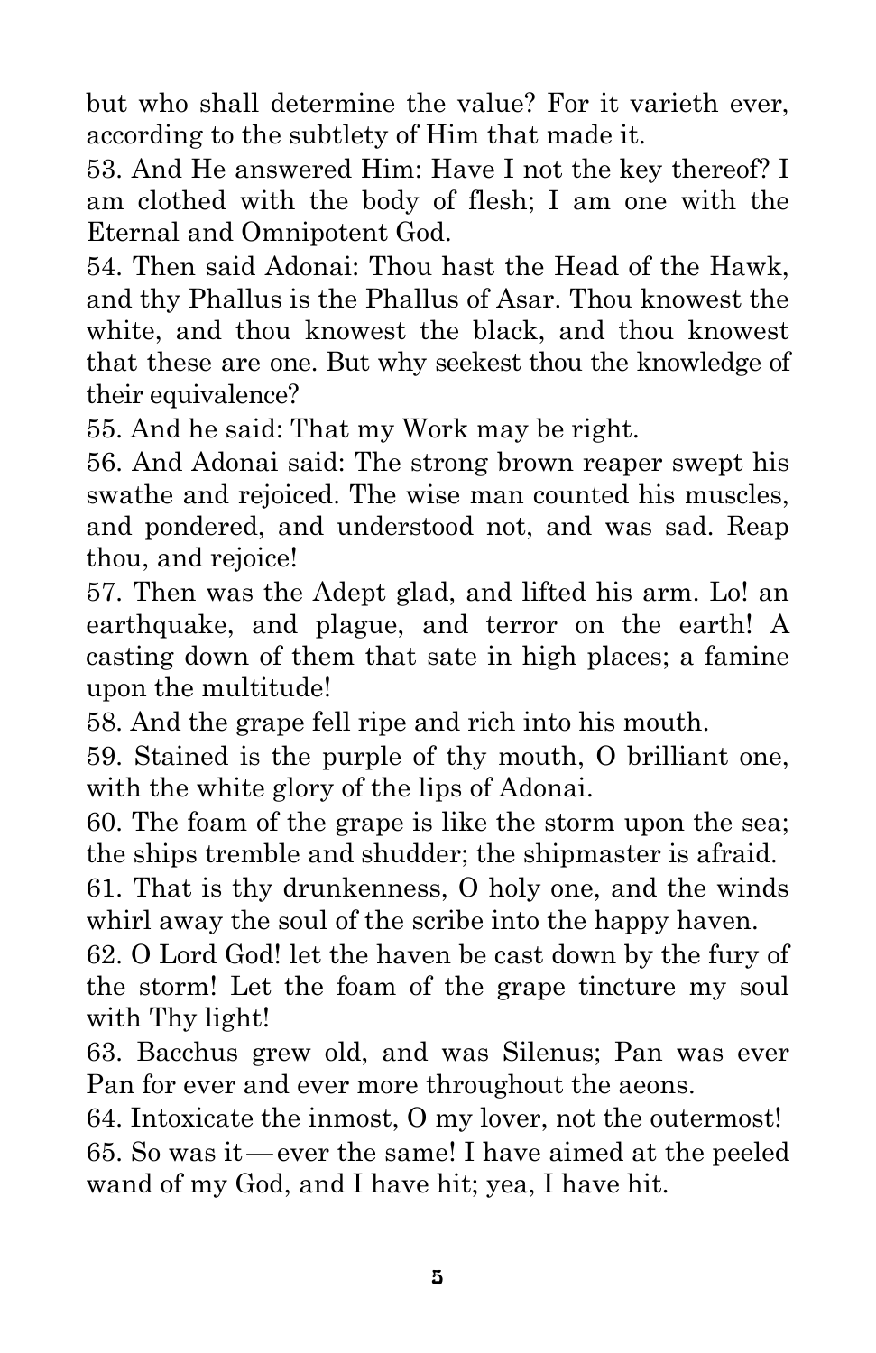but who shall determine the value? For it varieth ever, according to the subtlety of Him that made it.

53. And He answered Him: Have I not the key thereof? I am clothed with the body of flesh; I am one with the Eternal and Omnipotent God.

54. Then said Adonai: Thou hast the Head of the Hawk, and thy Phallus is the Phallus of Asar. Thou knowest the white, and thou knowest the black, and thou knowest that these are one. But why seekest thou the knowledge of their equivalence?

55. And he said: That my Work may be right.

56. And Adonai said: The strong brown reaper swept his swathe and rejoiced. The wise man counted his muscles, and pondered, and understood not, and was sad. Reap thou, and rejoice!

57. Then was the Adept glad, and lifted his arm. Lo! an earthquake, and plague, and terror on the earth! A casting down of them that sate in high places; a famine upon the multitude!

58. And the grape fell ripe and rich into his mouth.

59. Stained is the purple of thy mouth, O brilliant one, with the white glory of the lips of Adonai.

60. The foam of the grape is like the storm upon the sea; the ships tremble and shudder; the shipmaster is afraid.

61. That is thy drunkenness, O holy one, and the winds whirl away the soul of the scribe into the happy haven.

62. O Lord God! let the haven be cast down by the fury of the storm! Let the foam of the grape tincture my soul with Thy light!

63. Bacchus grew old, and was Silenus; Pan was ever Pan for ever and ever more throughout the aeons.

64. Intoxicate the inmost, O my lover, not the outermost!

65. So was it — ever the same! I have aimed at the peeled wand of my God, and I have hit; yea, I have hit.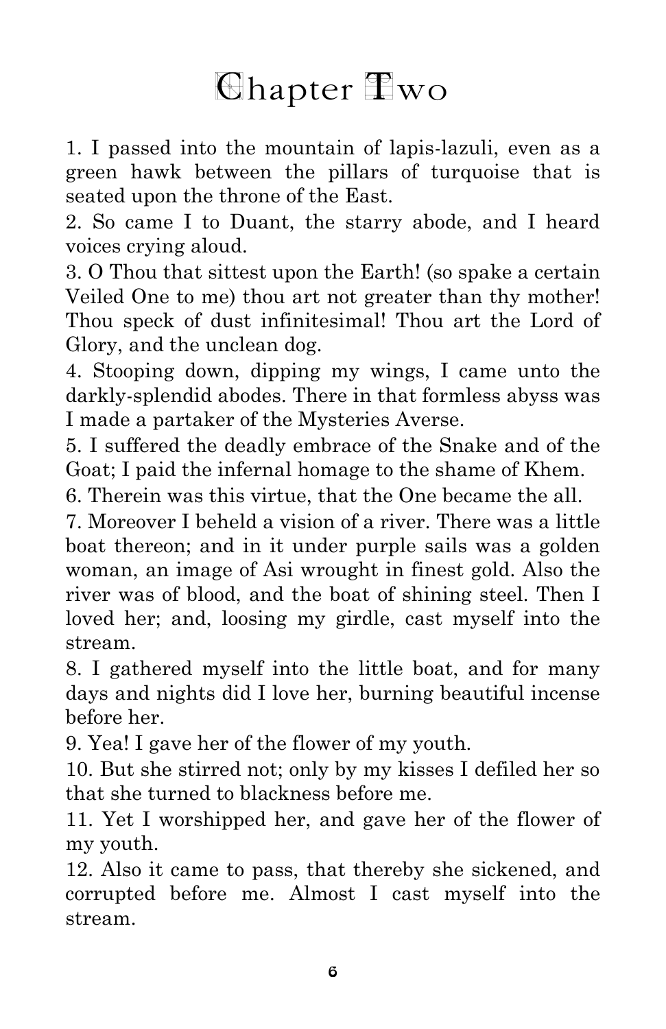# Chapter Two

1. I passed into the mountain of lapis-lazuli, even as a green hawk between the pillars of turquoise that is seated upon the throne of the East.

2. So came I to Duant, the starry abode, and I heard voices crying aloud.

3. O Thou that sittest upon the Earth! (so spake a certain Veiled One to me) thou art not greater than thy mother! Thou speck of dust infinitesimal! Thou art the Lord of Glory, and the unclean dog.

4. Stooping down, dipping my wings, I came unto the darkly-splendid abodes. There in that formless abyss was I made a partaker of the Mysteries Averse.

5. I suffered the deadly embrace of the Snake and of the Goat; I paid the infernal homage to the shame of Khem.

6. Therein was this virtue, that the One became the all.

7. Moreover I beheld a vision of a river. There was a little boat thereon; and in it under purple sails was a golden woman, an image of Asi wrought in finest gold. Also the river was of blood, and the boat of shining steel. Then I loved her; and, loosing my girdle, cast myself into the stream.

8. I gathered myself into the little boat, and for many days and nights did I love her, burning beautiful incense before her.

9. Yea! I gave her of the flower of my youth.

10. But she stirred not; only by my kisses I defiled her so that she turned to blackness before me.

11. Yet I worshipped her, and gave her of the flower of my youth.

12. Also it came to pass, that thereby she sickened, and corrupted before me. Almost I cast myself into the stream.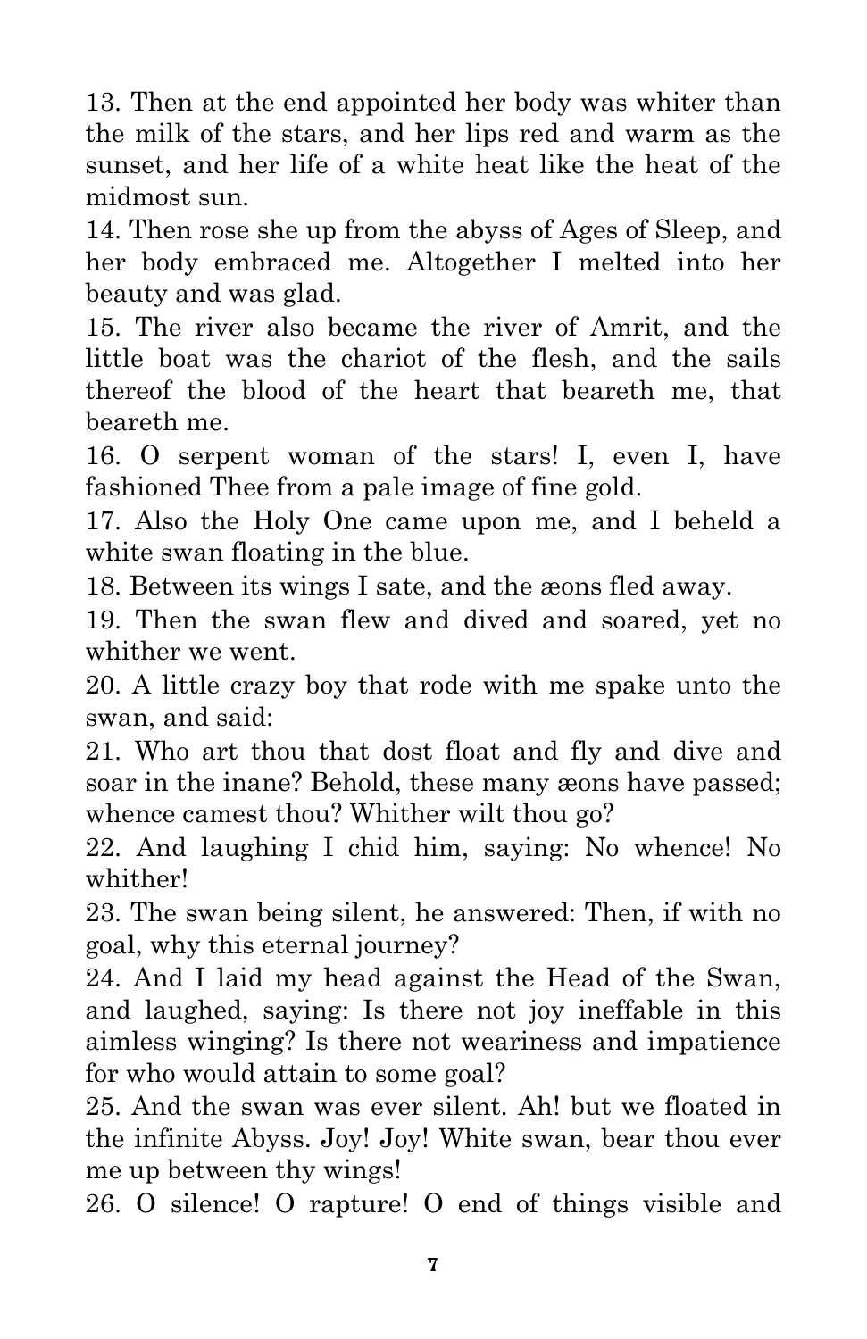13. Then at the end appointed her body was whiter than the milk of the stars, and her lips red and warm as the sunset, and her life of a white heat like the heat of the midmost sun.

14. Then rose she up from the abyss of Ages of Sleep, and her body embraced me. Altogether I melted into her beauty and was glad.

15. The river also became the river of Amrit, and the little boat was the chariot of the flesh, and the sails thereof the blood of the heart that beareth me, that beareth me.

16. O serpent woman of the stars! I, even I, have fashioned Thee from a pale image of fine gold.

17. Also the Holy One came upon me, and I beheld a white swan floating in the blue.

18. Between its wings I sate, and the æons fled away.

19. Then the swan flew and dived and soared, yet no whither we went.

20. A little crazy boy that rode with me spake unto the swan, and said:

21. Who art thou that dost float and fly and dive and soar in the inane? Behold, these many æons have passed; whence camest thou? Whither wilt thou go?

22. And laughing I chid him, saying: No whence! No whither!

23. The swan being silent, he answered: Then, if with no goal, why this eternal journey?

24. And I laid my head against the Head of the Swan, and laughed, saying: Is there not joy ineffable in this aimless winging? Is there not weariness and impatience for who would attain to some goal?

25. And the swan was ever silent. Ah! but we floated in the infinite Abyss. Joy! Joy! White swan, bear thou ever me up between thy wings!

26. O silence! O rapture! O end of things visible and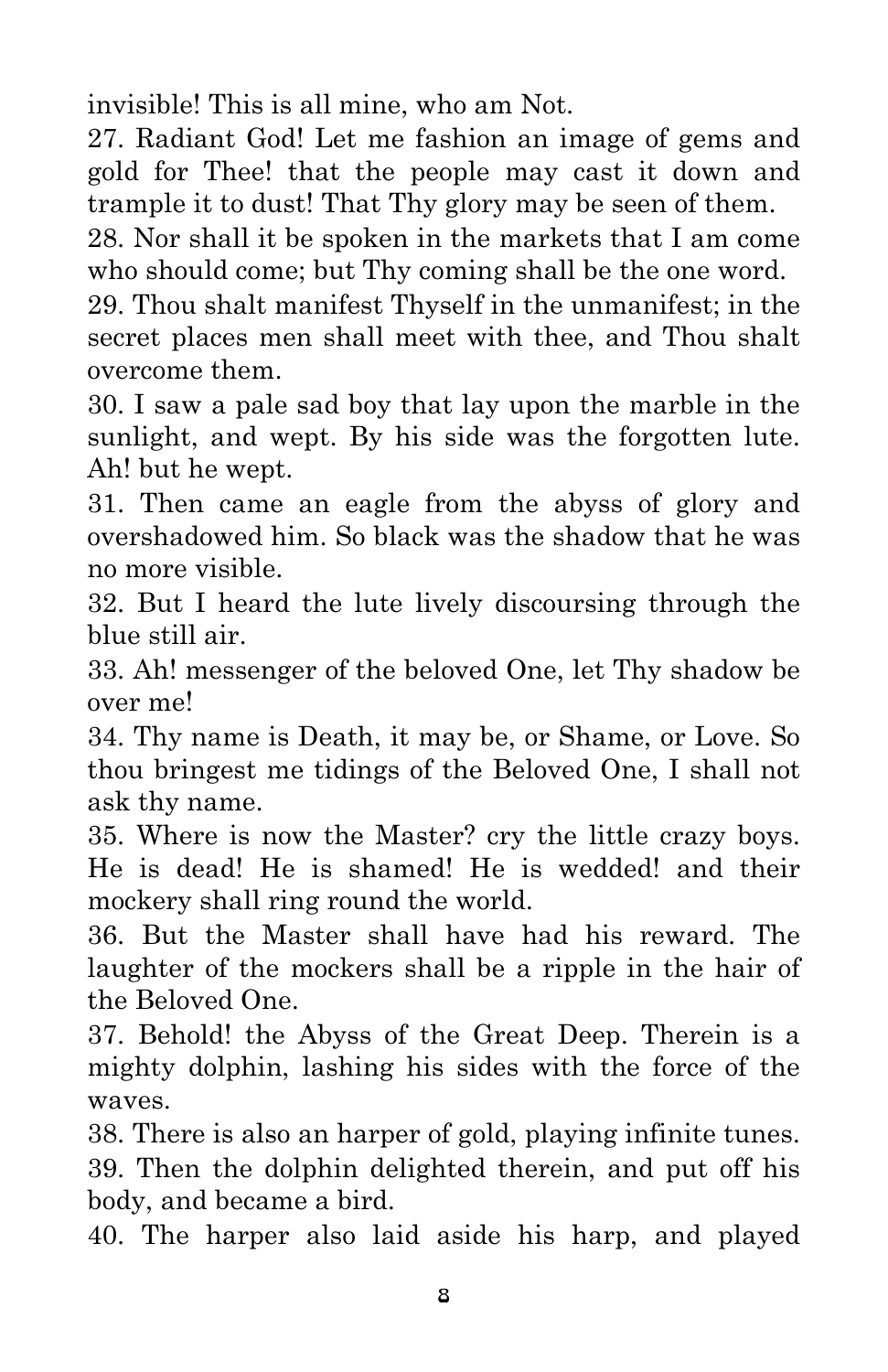invisible! This is all mine, who am Not.

27. Radiant God! Let me fashion an image of gems and gold for Thee! that the people may cast it down and trample it to dust! That Thy glory may be seen of them.

28. Nor shall it be spoken in the markets that I am come who should come; but Thy coming shall be the one word.

29. Thou shalt manifest Thyself in the unmanifest; in the secret places men shall meet with thee, and Thou shalt overcome them.

30. I saw a pale sad boy that lay upon the marble in the sunlight, and wept. By his side was the forgotten lute. Ah! but he wept.

31. Then came an eagle from the abyss of glory and overshadowed him. So black was the shadow that he was no more visible.

32. But I heard the lute lively discoursing through the blue still air.

33. Ah! messenger of the beloved One, let Thy shadow be over me!

34. Thy name is Death, it may be, or Shame, or Love. So thou bringest me tidings of the Beloved One, I shall not ask thy name.

35. Where is now the Master? cry the little crazy boys. He is dead! He is shamed! He is wedded! and their mockery shall ring round the world.

36. But the Master shall have had his reward. The laughter of the mockers shall be a ripple in the hair of the Beloved One.

37. Behold! the Abyss of the Great Deep. Therein is a mighty dolphin, lashing his sides with the force of the waves.

38. There is also an harper of gold, playing infinite tunes.

39. Then the dolphin delighted therein, and put off his body, and became a bird.

40. The harper also laid aside his harp, and played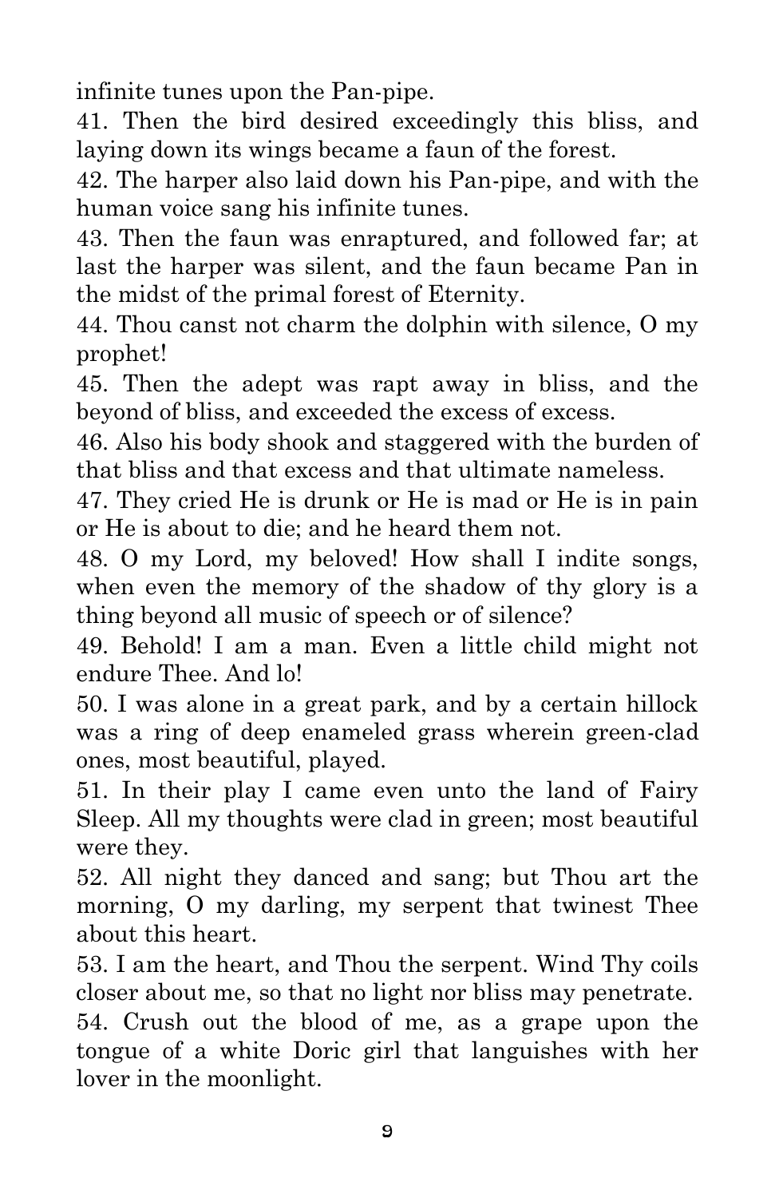infinite tunes upon the Pan-pipe.

41. Then the bird desired exceedingly this bliss, and laying down its wings became a faun of the forest.

42. The harper also laid down his Pan-pipe, and with the human voice sang his infinite tunes.

43. Then the faun was enraptured, and followed far; at last the harper was silent, and the faun became Pan in the midst of the primal forest of Eternity.

44. Thou canst not charm the dolphin with silence, O my prophet!

45. Then the adept was rapt away in bliss, and the beyond of bliss, and exceeded the excess of excess.

46. Also his body shook and staggered with the burden of that bliss and that excess and that ultimate nameless.

47. They cried He is drunk or He is mad or He is in pain or He is about to die; and he heard them not.

48. O my Lord, my beloved! How shall I indite songs, when even the memory of the shadow of thy glory is a thing beyond all music of speech or of silence?

49. Behold! I am a man. Even a little child might not endure Thee. And lo!

50. I was alone in a great park, and by a certain hillock was a ring of deep enameled grass wherein green-clad ones, most beautiful, played.

51. In their play I came even unto the land of Fairy Sleep. All my thoughts were clad in green; most beautiful were they.

52. All night they danced and sang; but Thou art the morning, O my darling, my serpent that twinest Thee about this heart.

53. I am the heart, and Thou the serpent. Wind Thy coils closer about me, so that no light nor bliss may penetrate.

54. Crush out the blood of me, as a grape upon the tongue of a white Doric girl that languishes with her lover in the moonlight.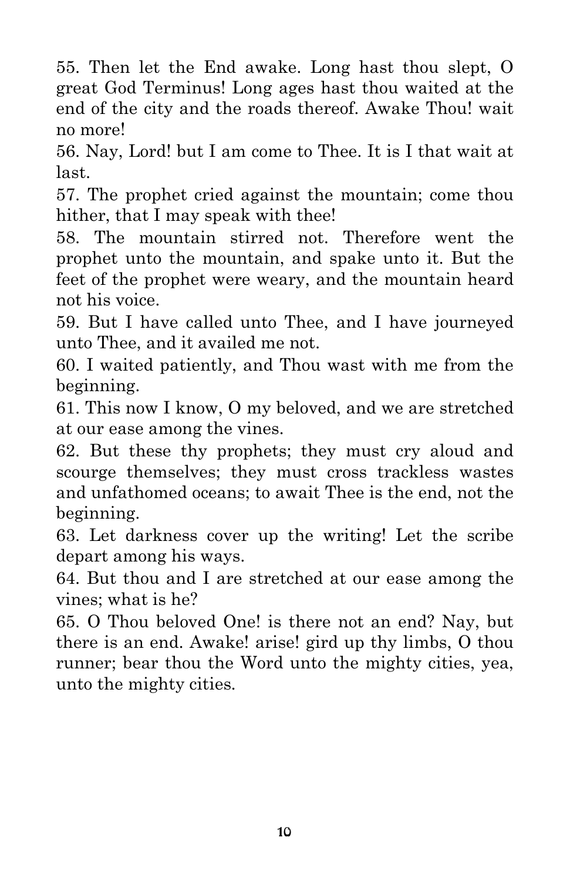55. Then let the End awake. Long hast thou slept, O great God Terminus! Long ages hast thou waited at the end of the city and the roads thereof. Awake Thou! wait no more!

56. Nay, Lord! but I am come to Thee. It is I that wait at last.

57. The prophet cried against the mountain; come thou hither, that I may speak with thee!

58. The mountain stirred not. Therefore went the prophet unto the mountain, and spake unto it. But the feet of the prophet were weary, and the mountain heard not his voice.

59. But I have called unto Thee, and I have journeyed unto Thee, and it availed me not.

60. I waited patiently, and Thou wast with me from the beginning.

61. This now I know, O my beloved, and we are stretched at our ease among the vines.

62. But these thy prophets; they must cry aloud and scourge themselves; they must cross trackless wastes and unfathomed oceans; to await Thee is the end, not the beginning.

63. Let darkness cover up the writing! Let the scribe depart among his ways.

64. But thou and I are stretched at our ease among the vines; what is he?

65. O Thou beloved One! is there not an end? Nay, but there is an end. Awake! arise! gird up thy limbs, O thou runner; bear thou the Word unto the mighty cities, yea, unto the mighty cities.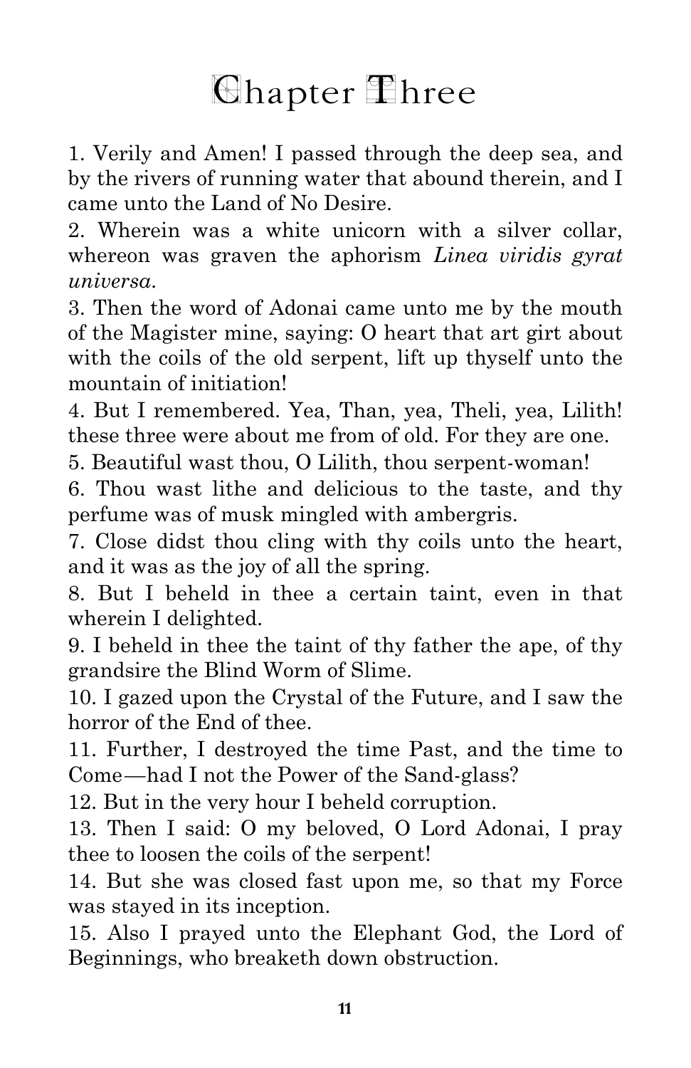# Chapter Three

1. Verily and Amen! I passed through the deep sea, and by the rivers of running water that abound therein, and I came unto the Land of No Desire.

2. Wherein was a white unicorn with a silver collar, whereon was graven the aphorism *Linea viridis gyrat universa*.

3. Then the word of Adonai came unto me by the mouth of the Magister mine, saying: O heart that art girt about with the coils of the old serpent, lift up thyself unto the mountain of initiation!

4. But I remembered. Yea, Than, yea, Theli, yea, Lilith! these three were about me from of old. For they are one.

5. Beautiful wast thou, O Lilith, thou serpent-woman!

6. Thou wast lithe and delicious to the taste, and thy perfume was of musk mingled with ambergris.

7. Close didst thou cling with thy coils unto the heart, and it was as the joy of all the spring.

8. But I beheld in thee a certain taint, even in that wherein I delighted.

9. I beheld in thee the taint of thy father the ape, of thy grandsire the Blind Worm of Slime.

10. I gazed upon the Crystal of the Future, and I saw the horror of the End of thee.

11. Further, I destroyed the time Past, and the time to Come—had I not the Power of the Sand-glass?

12. But in the very hour I beheld corruption.

13. Then I said: O my beloved, O Lord Adonai, I pray thee to loosen the coils of the serpent!

14. But she was closed fast upon me, so that my Force was stayed in its inception.

15. Also I prayed unto the Elephant God, the Lord of Beginnings, who breaketh down obstruction.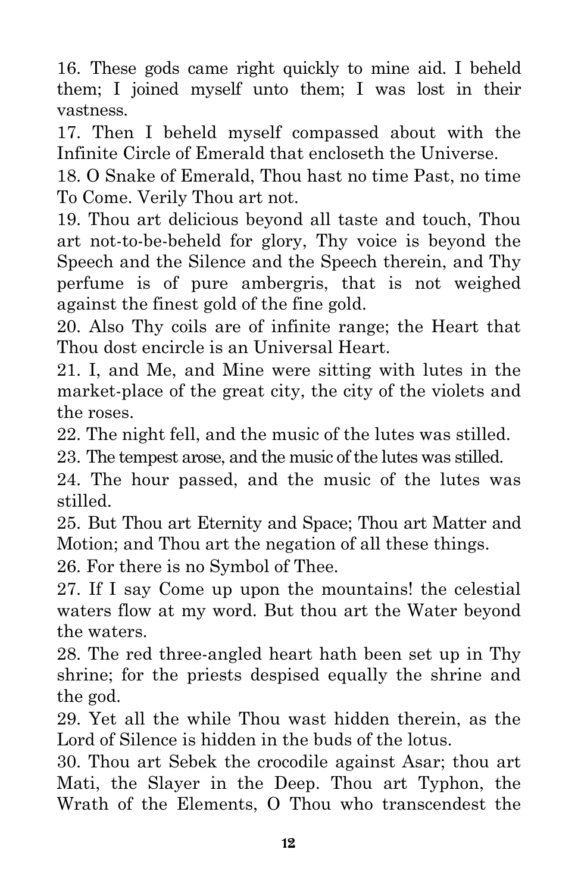16. These gods came right quickly to mine aid. I beheld them; I joined myself unto them; I was lost in their vastness.

17. Then I beheld myself compassed about with the Infinite Circle of Emerald that encloseth the Universe.

18. O Snake of Emerald, Thou hast no time Past, no time To Come. Verily Thou art not.

19. Thou art delicious beyond all taste and touch, Thou art not-to-be-beheld for glory, Thy voice is beyond the Speech and the Silence and the Speech therein, and Thy perfume is of pure ambergris, that is not weighed against the finest gold of the fine gold.

20. Also Thy coils are of infinite range; the Heart that Thou dost encircle is an Universal Heart.

21. I, and Me, and Mine were sitting with lutes in the market-place of the great city, the city of the violets and the roses.

22. The night fell, and the music of the lutes was stilled.

23. The tempest arose, and the music of the lutes was stilled.

24. The hour passed, and the music of the lutes was stilled.

25. But Thou art Eternity and Space; Thou art Matter and Motion; and Thou art the negation of all these things.

26. For there is no Symbol of Thee.

27. If I say Come up upon the mountains! the celestial waters flow at my word. But thou art the Water beyond the waters.

28. The red three-angled heart hath been set up in Thy shrine; for the priests despised equally the shrine and the god.

29. Yet all the while Thou wast hidden therein, as the Lord of Silence is hidden in the buds of the lotus.

30. Thou art Sebek the crocodile against Asar; thou art Mati, the Slayer in the Deep. Thou art Typhon, the Wrath of the Elements, O Thou who transcendest the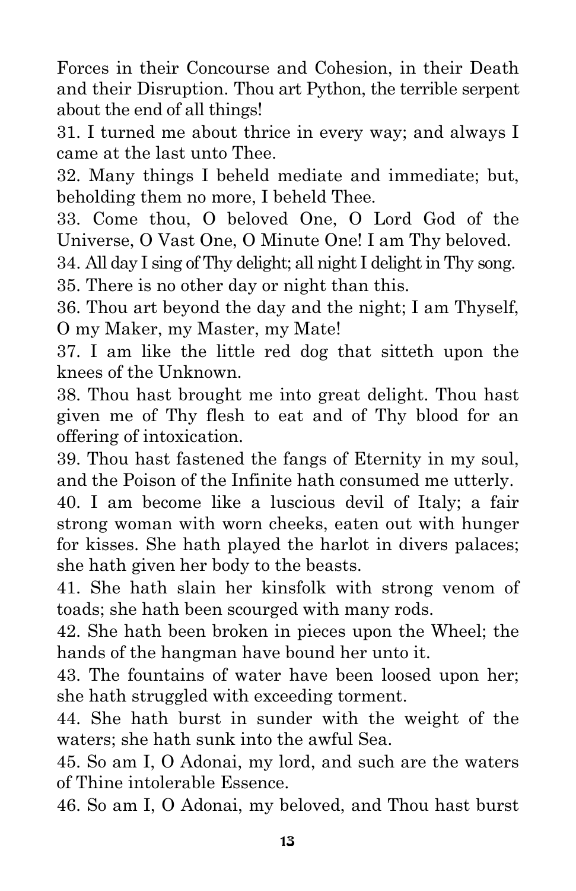Forces in their Concourse and Cohesion, in their Death and their Disruption. Thou art Python, the terrible serpent about the end of all things!

31. I turned me about thrice in every way; and always I came at the last unto Thee.

32. Many things I beheld mediate and immediate; but, beholding them no more, I beheld Thee.

33. Come thou, O beloved One, O Lord God of the Universe, O Vast One, O Minute One! I am Thy beloved.

34. All day I sing of Thy delight; all night I delight in Thy song.

35. There is no other day or night than this.

36. Thou art beyond the day and the night; I am Thyself, O my Maker, my Master, my Mate!

37. I am like the little red dog that sitteth upon the knees of the Unknown.

38. Thou hast brought me into great delight. Thou hast given me of Thy flesh to eat and of Thy blood for an offering of intoxication.

39. Thou hast fastened the fangs of Eternity in my soul, and the Poison of the Infinite hath consumed me utterly.

40. I am become like a luscious devil of Italy; a fair strong woman with worn cheeks, eaten out with hunger for kisses. She hath played the harlot in divers palaces; she hath given her body to the beasts.

41. She hath slain her kinsfolk with strong venom of toads; she hath been scourged with many rods.

42. She hath been broken in pieces upon the Wheel; the hands of the hangman have bound her unto it.

43. The fountains of water have been loosed upon her; she hath struggled with exceeding torment.

44. She hath burst in sunder with the weight of the waters; she hath sunk into the awful Sea.

45. So am I, O Adonai, my lord, and such are the waters of Thine intolerable Essence.

46. So am I, O Adonai, my beloved, and Thou hast burst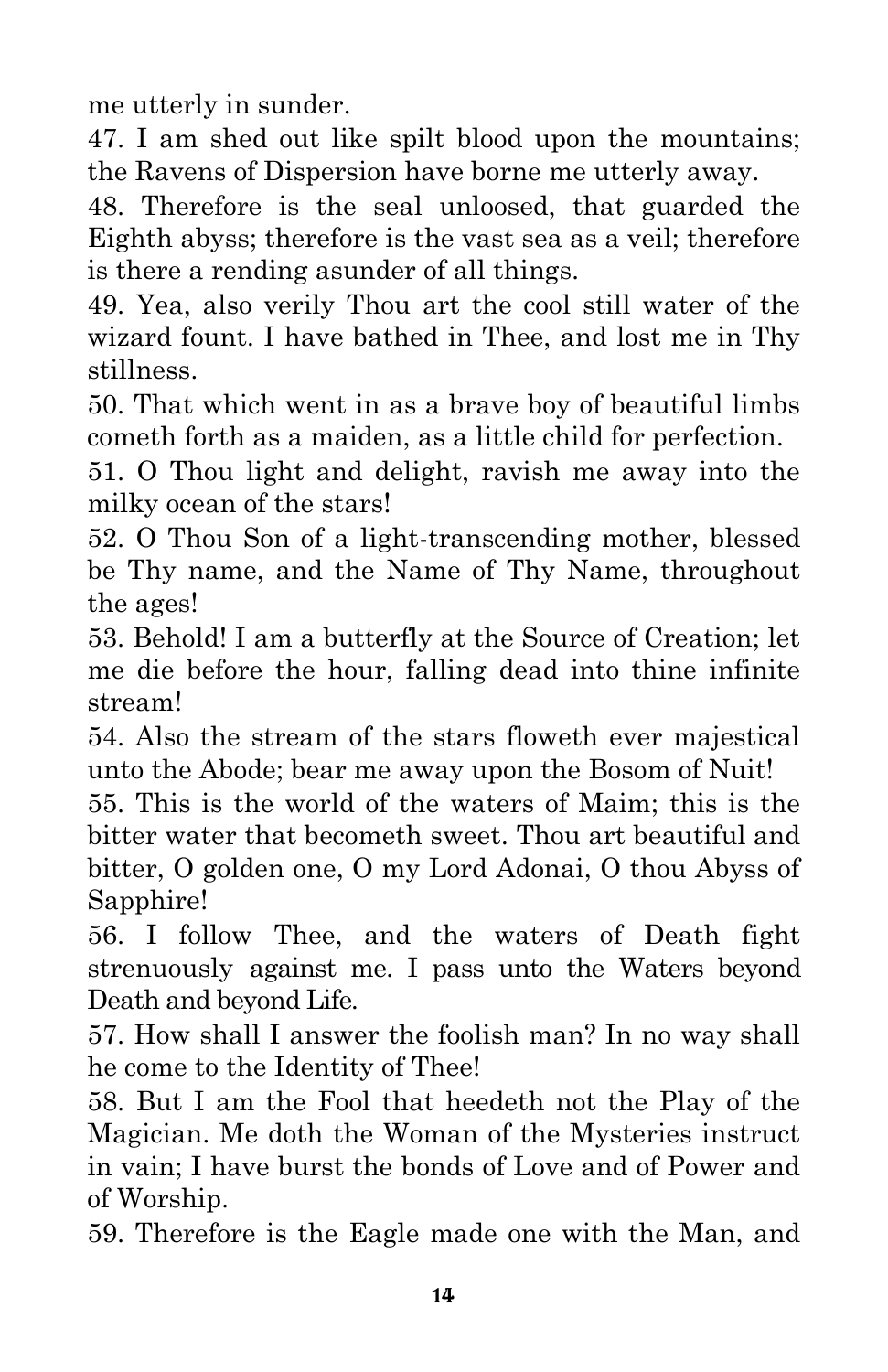me utterly in sunder.

47. I am shed out like spilt blood upon the mountains; the Ravens of Dispersion have borne me utterly away.

48. Therefore is the seal unloosed, that guarded the Eighth abyss; therefore is the vast sea as a veil; therefore is there a rending asunder of all things.

49. Yea, also verily Thou art the cool still water of the wizard fount. I have bathed in Thee, and lost me in Thy stillness.

50. That which went in as a brave boy of beautiful limbs cometh forth as a maiden, as a little child for perfection.

51. O Thou light and delight, ravish me away into the milky ocean of the stars!

52. O Thou Son of a light-transcending mother, blessed be Thy name, and the Name of Thy Name, throughout the ages!

53. Behold! I am a butterfly at the Source of Creation; let me die before the hour, falling dead into thine infinite stream!

54. Also the stream of the stars floweth ever majestical unto the Abode; bear me away upon the Bosom of Nuit!

55. This is the world of the waters of Maim; this is the bitter water that becometh sweet. Thou art beautiful and bitter, O golden one, O my Lord Adonai, O thou Abyss of Sapphire!

56. I follow Thee, and the waters of Death fight strenuously against me. I pass unto the Waters beyond Death and beyond Life.

57. How shall I answer the foolish man? In no way shall he come to the Identity of Thee!

58. But I am the Fool that heedeth not the Play of the Magician. Me doth the Woman of the Mysteries instruct in vain; I have burst the bonds of Love and of Power and of Worship.

59. Therefore is the Eagle made one with the Man, and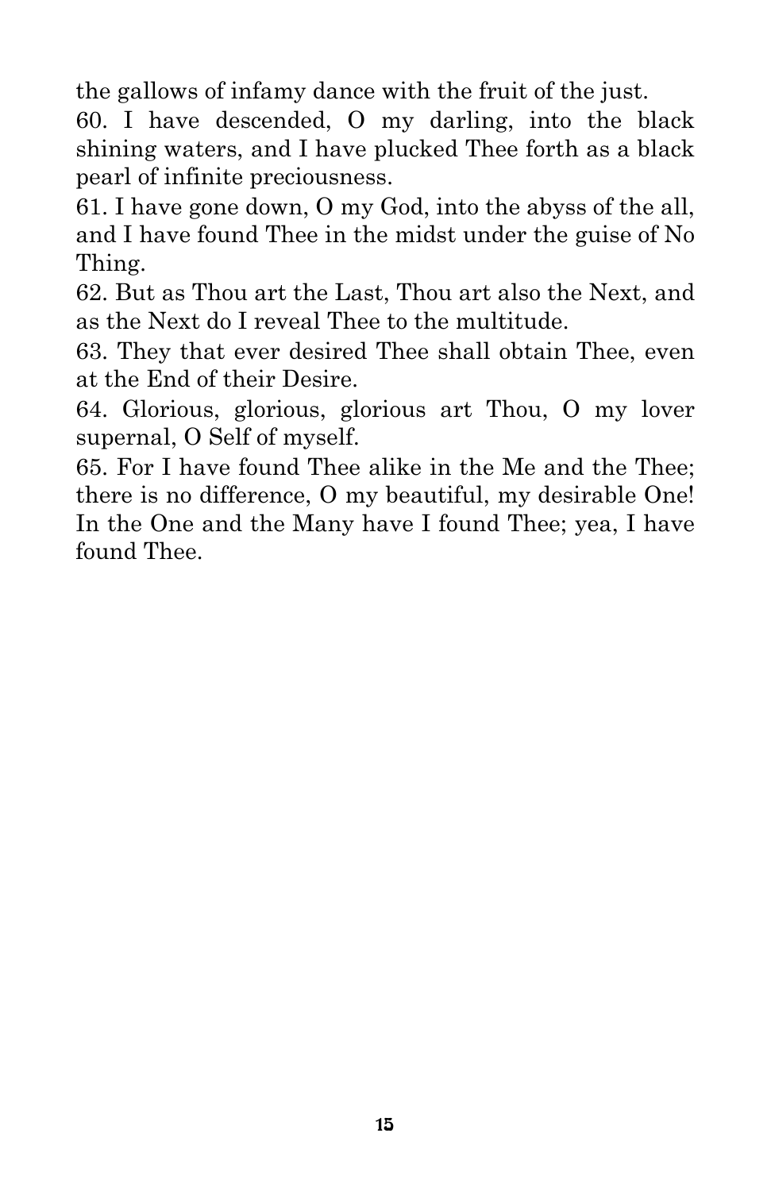the gallows of infamy dance with the fruit of the just.

60. I have descended, O my darling, into the black shining waters, and I have plucked Thee forth as a black pearl of infinite preciousness.

61. I have gone down, O my God, into the abyss of the all, and I have found Thee in the midst under the guise of No Thing.

62. But as Thou art the Last, Thou art also the Next, and as the Next do I reveal Thee to the multitude.

63. They that ever desired Thee shall obtain Thee, even at the End of their Desire.

64. Glorious, glorious, glorious art Thou, O my lover supernal, O Self of myself.

65. For I have found Thee alike in the Me and the Thee; there is no difference, O my beautiful, my desirable One! In the One and the Many have I found Thee; yea, I have found Thee.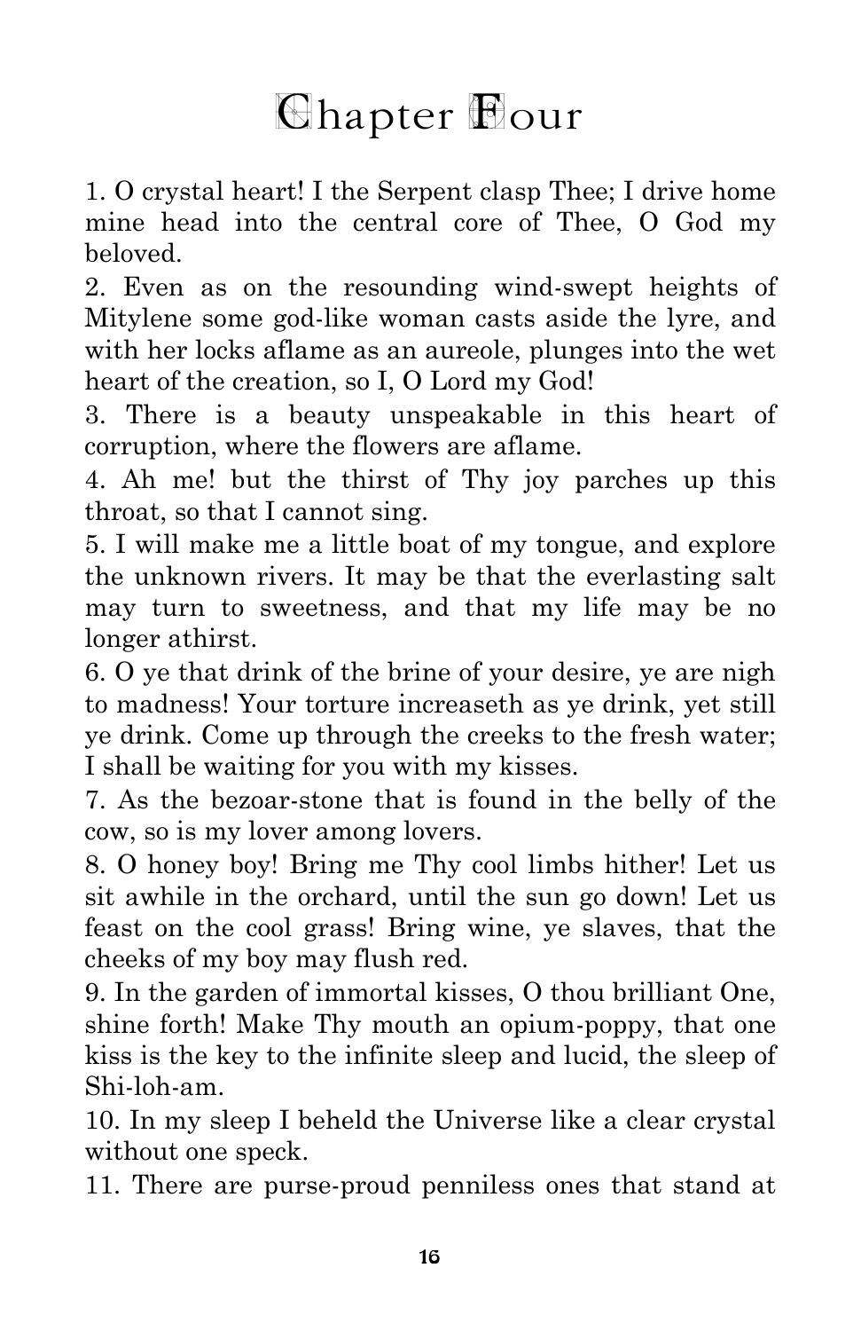# Chapter Four

1. O crystal heart! I the Serpent clasp Thee; I drive home mine head into the central core of Thee, O God my beloved.

2. Even as on the resounding wind-swept heights of Mitylene some god-like woman casts aside the lyre, and with her locks aflame as an aureole, plunges into the wet heart of the creation, so I, O Lord my God!

3. There is a beauty unspeakable in this heart of corruption, where the flowers are aflame.

4. Ah me! but the thirst of Thy joy parches up this throat, so that I cannot sing.

5. I will make me a little boat of my tongue, and explore the unknown rivers. It may be that the everlasting salt may turn to sweetness, and that my life may be no longer athirst.

6. O ye that drink of the brine of your desire, ye are nigh to madness! Your torture increaseth as ye drink, yet still ye drink. Come up through the creeks to the fresh water; I shall be waiting for you with my kisses.

7. As the bezoar-stone that is found in the belly of the cow, so is my lover among lovers.

8. O honey boy! Bring me Thy cool limbs hither! Let us sit awhile in the orchard, until the sun go down! Let us feast on the cool grass! Bring wine, ye slaves, that the cheeks of my boy may flush red.

9. In the garden of immortal kisses, O thou brilliant One, shine forth! Make Thy mouth an opium-poppy, that one kiss is the key to the infinite sleep and lucid, the sleep of Shi-loh-am.

10. In my sleep I beheld the Universe like a clear crystal without one speck.

11. There are purse-proud penniless ones that stand at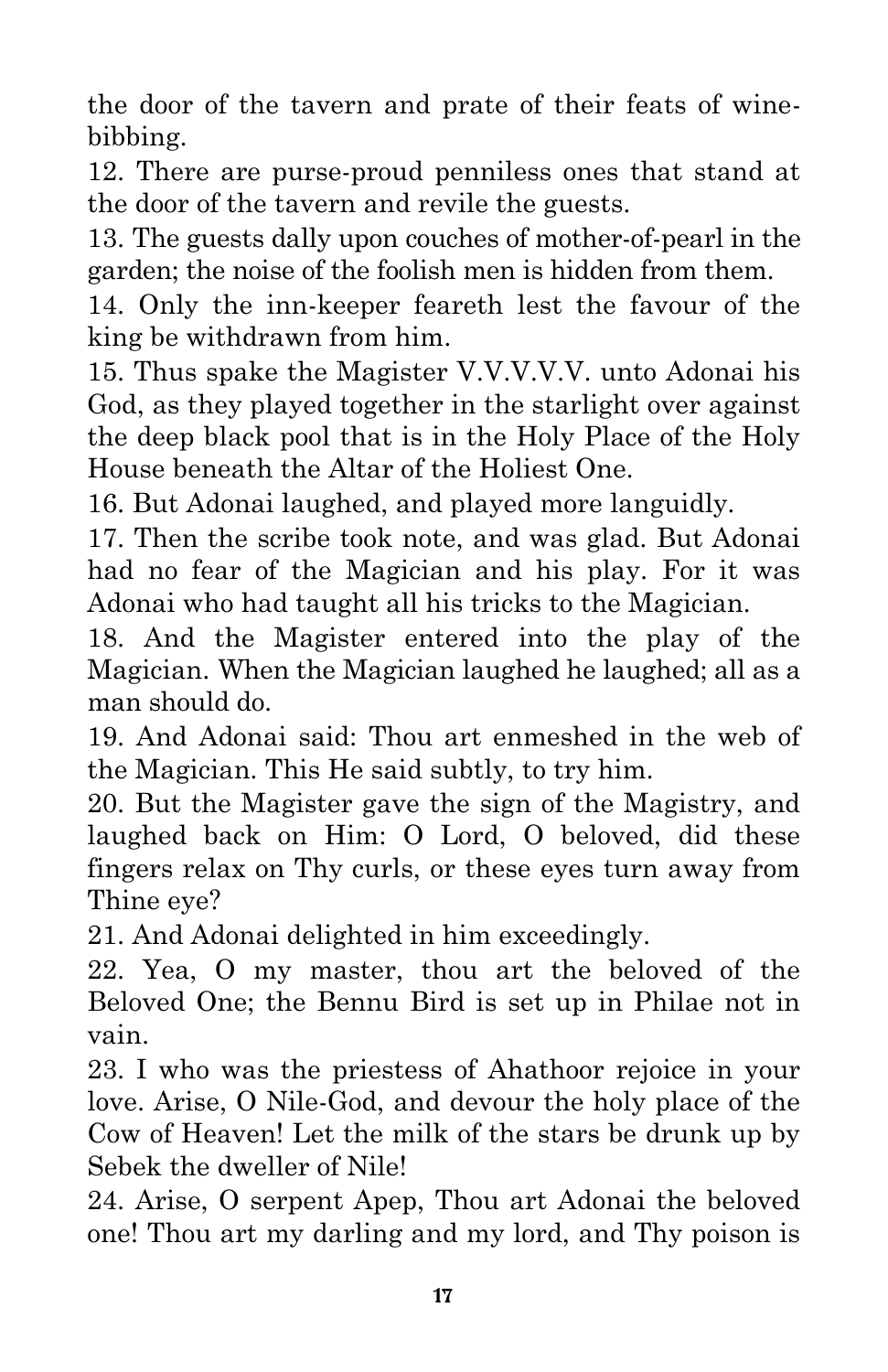the door of the tavern and prate of their feats of wine-bibbing.

12. There are purse-proud penniless ones that stand at the door of the tavern and revile the guests.

13. The guests dally upon couches of mother-of-pearl in the garden; the noise of the foolish men is hidden from them.

14. Only the inn-keeper feareth lest the favour of the king be withdrawn from him.

15. Thus spake the Magister V.V.V.V.V. unto Adonai his God, as they played together in the starlight over against the deep black pool that is in the Holy Place of the Holy House beneath the Altar of the Holiest One.

16. But Adonai laughed, and played more languidly.

17. Then the scribe took note, and was glad. But Adonai had no fear of the Magician and his play. For it was Adonai who had taught all his tricks to the Magician.

18. And the Magister entered into the play of the Magician. When the Magician laughed he laughed; all as a man should do.

19. And Adonai said: Thou art enmeshed in the web of the Magician. This He said subtly, to try him.

20. But the Magister gave the sign of the Magistry, and laughed back on Him: O Lord, O beloved, did these fingers relax on Thy curls, or these eyes turn away from Thine eye?

21. And Adonai delighted in him exceedingly.

22. Yea, O my master, thou art the beloved of the Beloved One; the Bennu Bird is set up in Philae not in vain.

23. I who was the priestess of Ahathoor rejoice in your love. Arise, O Nile-God, and devour the holy place of the Cow of Heaven! Let the milk of the stars be drunk up by Sebek the dweller of Nile!

24. Arise, O serpent Apep, Thou art Adonai the beloved one! Thou art my darling and my lord, and Thy poison is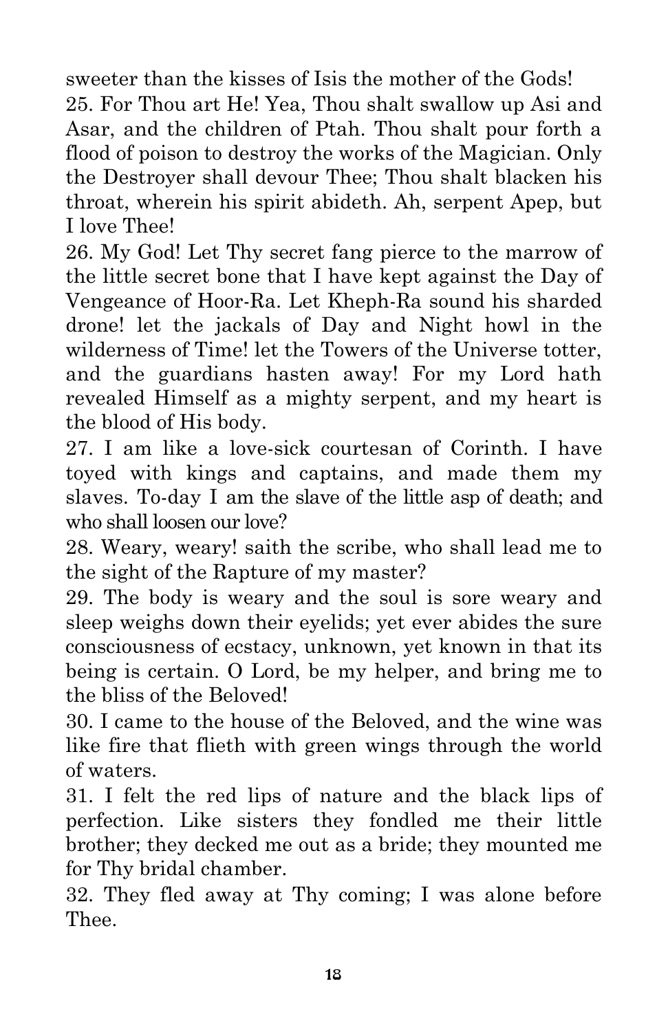sweeter than the kisses of Isis the mother of the Gods!

25. For Thou art He! Yea, Thou shalt swallow up Asi and Asar, and the children of Ptah. Thou shalt pour forth a flood of poison to destroy the works of the Magician. Only the Destroyer shall devour Thee; Thou shalt blacken his throat, wherein his spirit abideth. Ah, serpent Apep, but I love Thee!

26. My God! Let Thy secret fang pierce to the marrow of the little secret bone that I have kept against the Day of Vengeance of Hoor-Ra. Let Kheph-Ra sound his sharded drone! let the jackals of Day and Night howl in the wilderness of Time! let the Towers of the Universe totter, and the guardians hasten away! For my Lord hath revealed Himself as a mighty serpent, and my heart is the blood of His body.

27. I am like a love-sick courtesan of Corinth. I have toyed with kings and captains, and made them my slaves. To-day I am the slave of the little asp of death; and who shall loosen our love?

28. Weary, weary! saith the scribe, who shall lead me to the sight of the Rapture of my master?

29. The body is weary and the soul is sore weary and sleep weighs down their eyelids; yet ever abides the sure consciousness of ecstacy, unknown, yet known in that its being is certain. O Lord, be my helper, and bring me to the bliss of the Beloved!

30. I came to the house of the Beloved, and the wine was like fire that flieth with green wings through the world of waters.

31. I felt the red lips of nature and the black lips of perfection. Like sisters they fondled me their little brother; they decked me out as a bride; they mounted me for Thy bridal chamber.

32. They fled away at Thy coming; I was alone before Thee.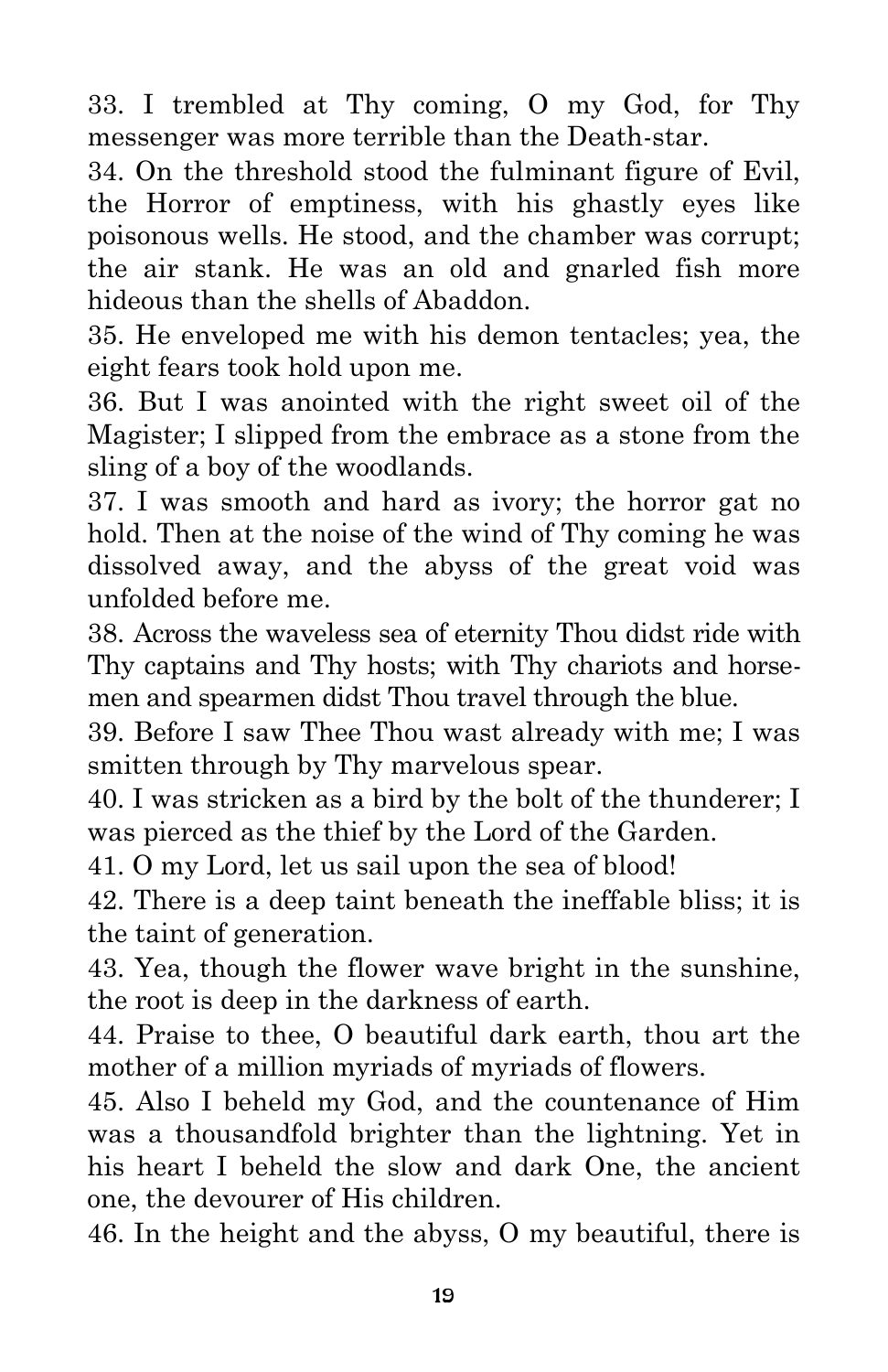33. I trembled at Thy coming, O my God, for Thy messenger was more terrible than the Death-star.

34. On the threshold stood the fulminant figure of Evil, the Horror of emptiness, with his ghastly eyes like poisonous wells. He stood, and the chamber was corrupt; the air stank. He was an old and gnarled fish more hideous than the shells of Abaddon.

35. He enveloped me with his demon tentacles; yea, the eight fears took hold upon me.

36. But I was anointed with the right sweet oil of the Magister; I slipped from the embrace as a stone from the sling of a boy of the woodlands.

37. I was smooth and hard as ivory; the horror gat no hold. Then at the noise of the wind of Thy coming he was dissolved away, and the abyss of the great void was unfolded before me.

38. Across the waveless sea of eternity Thou didst ride with Thy captains and Thy hosts; with Thy chariots and horsemen and spearmen didst Thou travel through the blue.

39. Before I saw Thee Thou wast already with me; I was smitten through by Thy marvelous spear.

40. I was stricken as a bird by the bolt of the thunderer; I was pierced as the thief by the Lord of the Garden.

41. O my Lord, let us sail upon the sea of blood!

42. There is a deep taint beneath the ineffable bliss; it is the taint of generation.

43. Yea, though the flower wave bright in the sunshine, the root is deep in the darkness of earth.

44. Praise to thee, O beautiful dark earth, thou art the mother of a million myriads of myriads of flowers.

45. Also I beheld my God, and the countenance of Him was a thousandfold brighter than the lightning. Yet in his heart I beheld the slow and dark One, the ancient one, the devourer of His children.

46. In the height and the abyss, O my beautiful, there is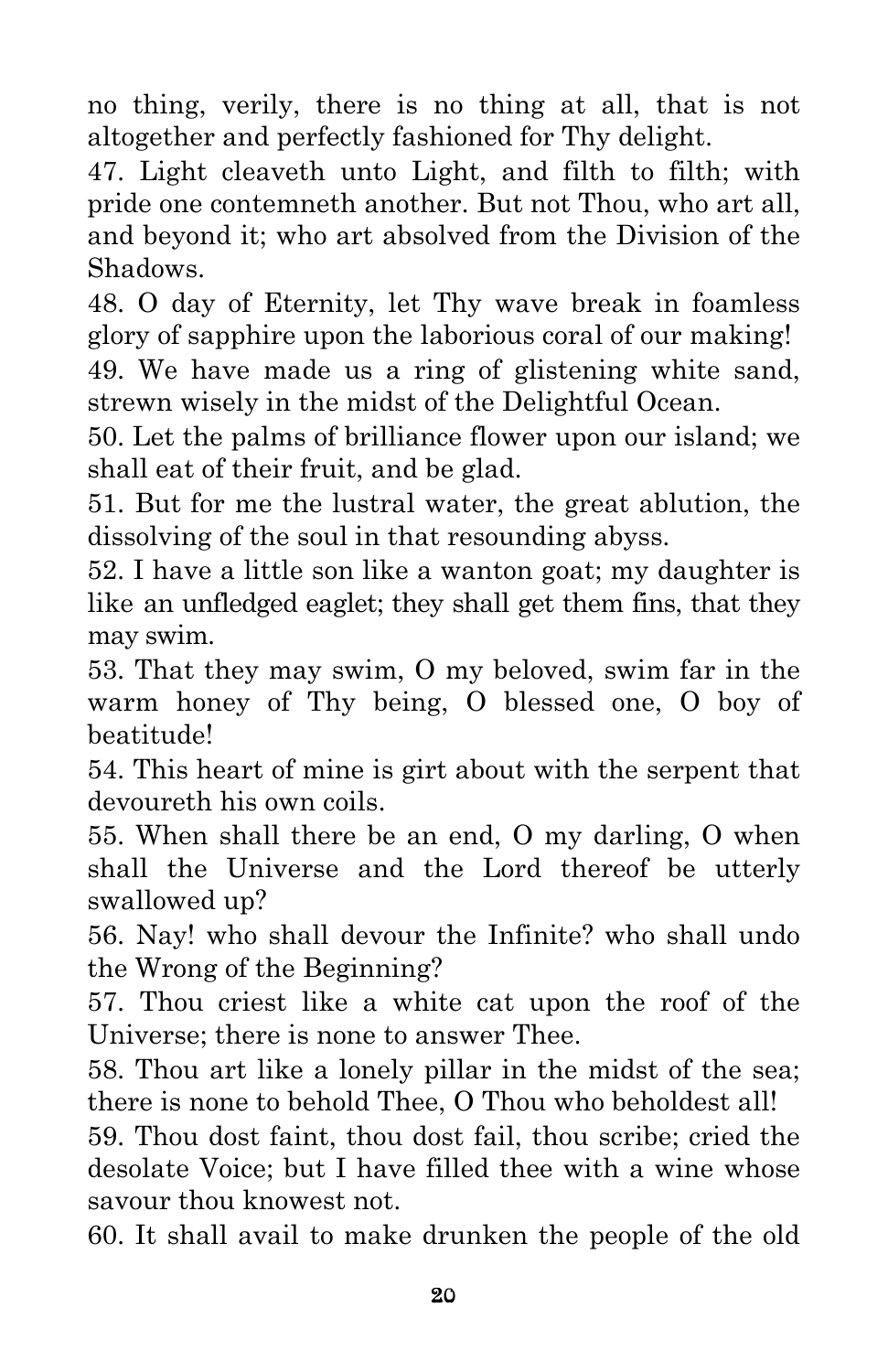no thing, verily, there is no thing at all, that is not altogether and perfectly fashioned for Thy delight.

47. Light cleaveth unto Light, and filth to filth; with pride one contemneth another. But not Thou, who art all, and beyond it; who art absolved from the Division of the Shadows.

48. O day of Eternity, let Thy wave break in foamless glory of sapphire upon the laborious coral of our making!

49. We have made us a ring of glistening white sand, strewn wisely in the midst of the Delightful Ocean.

50. Let the palms of brilliance flower upon our island; we shall eat of their fruit, and be glad.

51. But for me the lustral water, the great ablution, the dissolving of the soul in that resounding abyss.

52. I have a little son like a wanton goat; my daughter is like an unfledged eaglet; they shall get them fins, that they may swim.

53. That they may swim, O my beloved, swim far in the warm honey of Thy being, O blessed one, O boy of beatitude!

54. This heart of mine is girt about with the serpent that devoureth his own coils.

55. When shall there be an end, O my darling, O when shall the Universe and the Lord thereof be utterly swallowed up?

56. Nay! who shall devour the Infinite? who shall undo the Wrong of the Beginning?

57. Thou criest like a white cat upon the roof of the Universe; there is none to answer Thee.

58. Thou art like a lonely pillar in the midst of the sea; there is none to behold Thee, O Thou who beholdest all!

59. Thou dost faint, thou dost fail, thou scribe; cried the desolate Voice; but I have filled thee with a wine whose savour thou knowest not.

60. It shall avail to make drunken the people of the old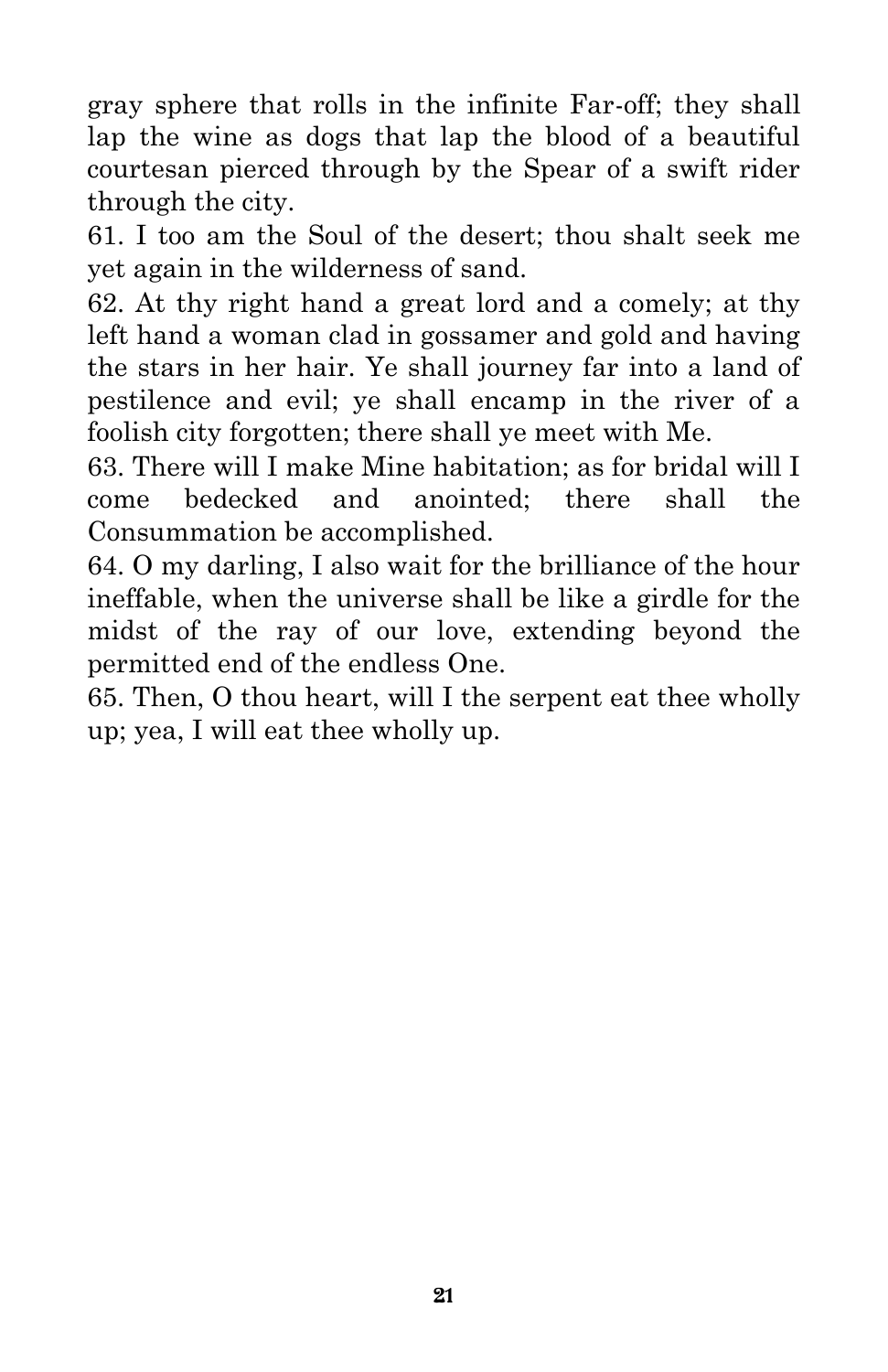gray sphere that rolls in the infinite Far-off; they shall lap the wine as dogs that lap the blood of a beautiful courtesan pierced through by the Spear of a swift rider through the city.

61. I too am the Soul of the desert; thou shalt seek me yet again in the wilderness of sand.

62. At thy right hand a great lord and a comely; at thy left hand a woman clad in gossamer and gold and having the stars in her hair. Ye shall journey far into a land of pestilence and evil; ye shall encamp in the river of a foolish city forgotten; there shall ye meet with Me.

63. There will I make Mine habitation; as for bridal will I come bedecked and anointed; there shall the Consummation be accomplished.

64. O my darling, I also wait for the brilliance of the hour ineffable, when the universe shall be like a girdle for the midst of the ray of our love, extending beyond the permitted end of the endless One.

65. Then, O thou heart, will I the serpent eat thee wholly up; yea, I will eat thee wholly up.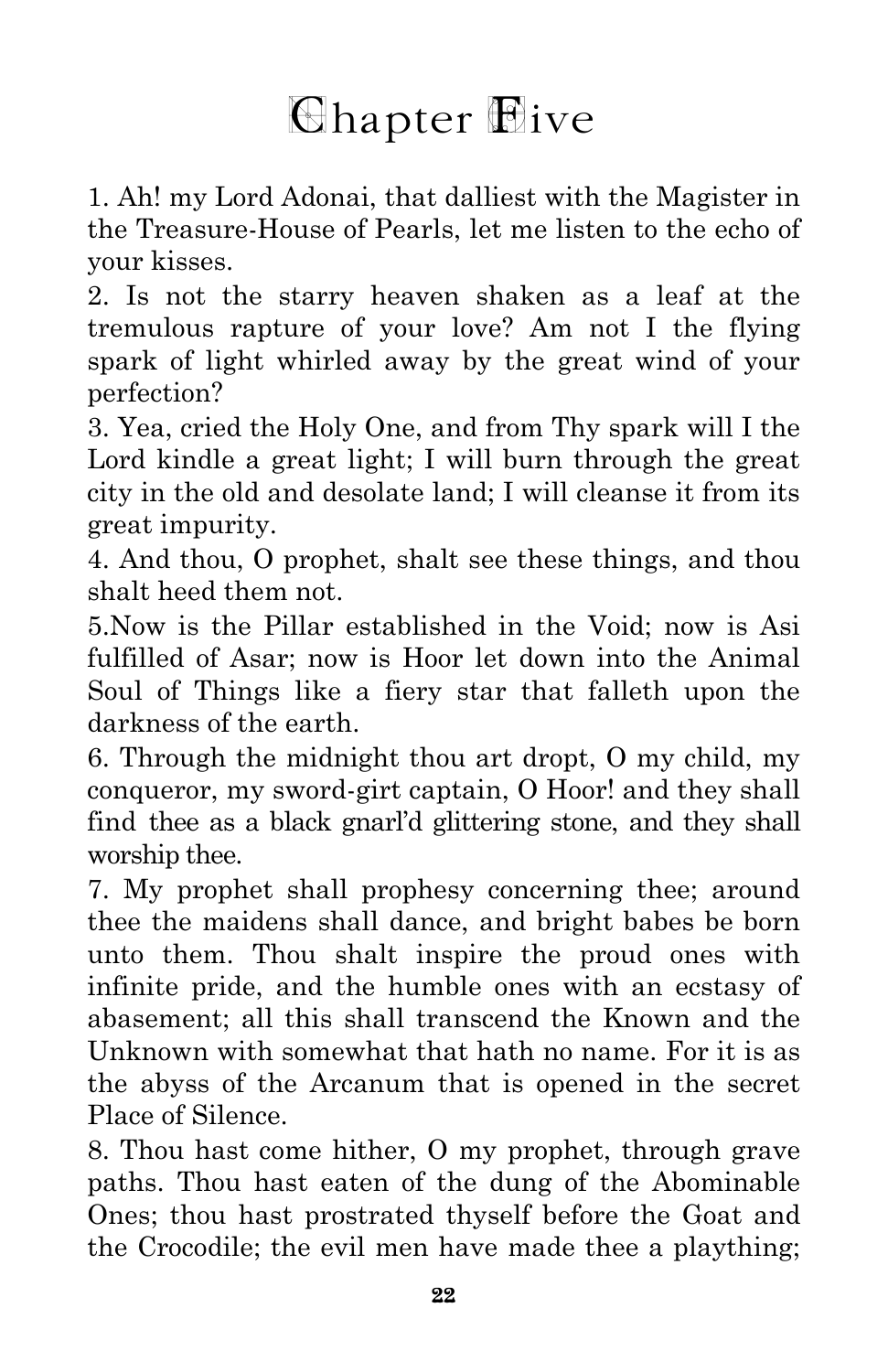# Chapter Five

1. Ah! my Lord Adonai, that dalliest with the Magister in the Treasure-House of Pearls, let me listen to the echo of your kisses.

2. Is not the starry heaven shaken as a leaf at the tremulous rapture of your love? Am not I the flying spark of light whirled away by the great wind of your perfection?

3. Yea, cried the Holy One, and from Thy spark will I the Lord kindle a great light; I will burn through the great city in the old and desolate land; I will cleanse it from its great impurity.

4. And thou, O prophet, shalt see these things, and thou shalt heed them not.

5.Now is the Pillar established in the Void; now is Asi fulfilled of Asar; now is Hoor let down into the Animal Soul of Things like a fiery star that falleth upon the darkness of the earth.

6. Through the midnight thou art dropt, O my child, my conqueror, my sword-girt captain, O Hoor! and they shall find thee as a black gnarl'd glittering stone, and they shall worship thee.

7. My prophet shall prophesy concerning thee; around thee the maidens shall dance, and bright babes be born unto them. Thou shalt inspire the proud ones with infinite pride, and the humble ones with an ecstasy of abasement; all this shall transcend the Known and the Unknown with somewhat that hath no name. For it is as the abyss of the Arcanum that is opened in the secret Place of Silence.

8. Thou hast come hither, O my prophet, through grave paths. Thou hast eaten of the dung of the Abominable Ones; thou hast prostrated thyself before the Goat and the Crocodile; the evil men have made thee a plaything;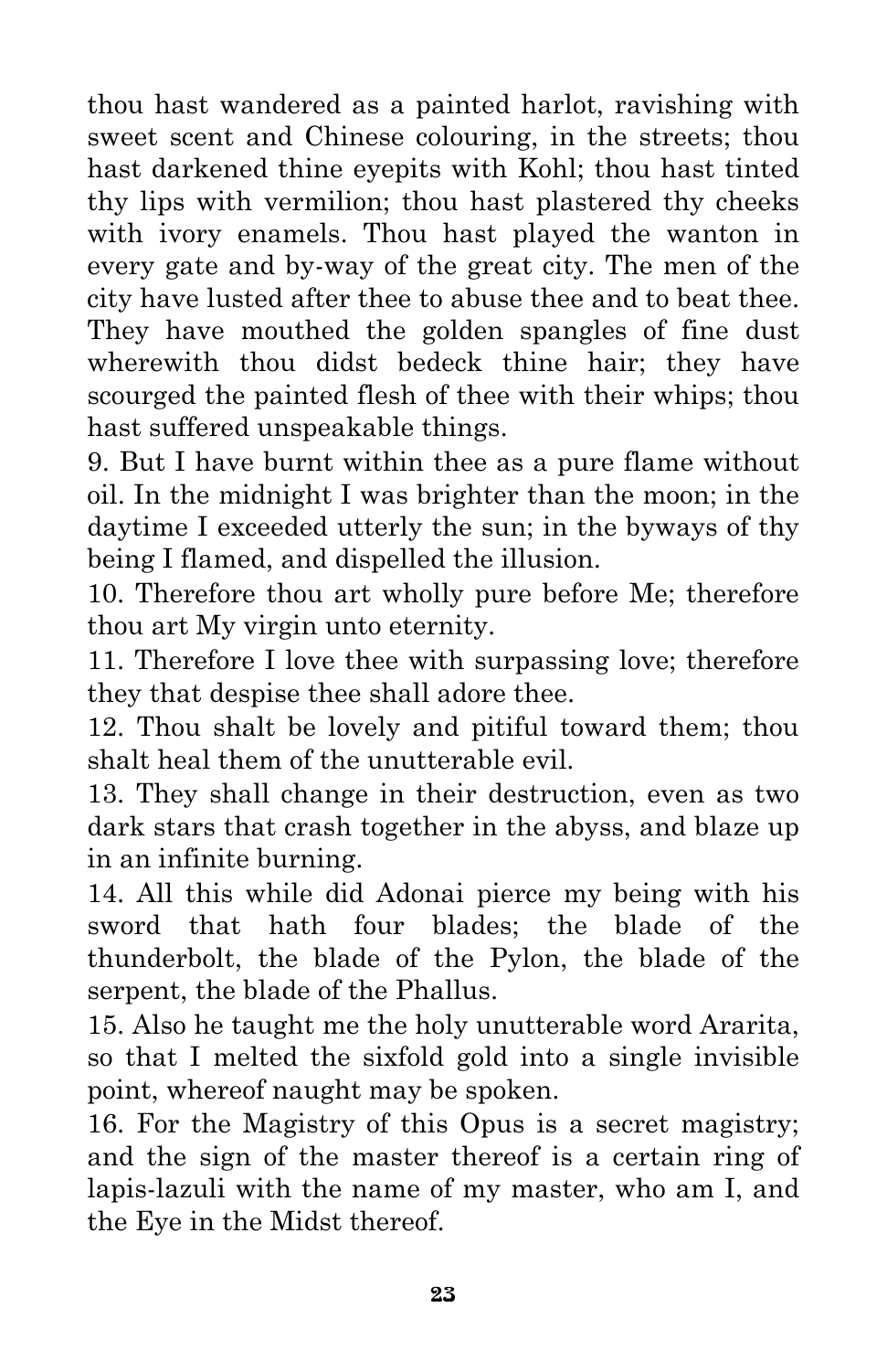thou hast wandered as a painted harlot, ravishing with sweet scent and Chinese colouring, in the streets; thou hast darkened thine eyepits with Kohl; thou hast tinted thy lips with vermilion; thou hast plastered thy cheeks with ivory enamels. Thou hast played the wanton in every gate and by-way of the great city. The men of the city have lusted after thee to abuse thee and to beat thee. They have mouthed the golden spangles of fine dust wherewith thou didst bedeck thine hair; they have scourged the painted flesh of thee with their whips; thou hast suffered unspeakable things.

9. But I have burnt within thee as a pure flame without oil. In the midnight I was brighter than the moon; in the daytime I exceeded utterly the sun; in the byways of thy being I flamed, and dispelled the illusion.

10. Therefore thou art wholly pure before Me; therefore thou art My virgin unto eternity.

11. Therefore I love thee with surpassing love; therefore they that despise thee shall adore thee.

12. Thou shalt be lovely and pitiful toward them; thou shalt heal them of the unutterable evil.

13. They shall change in their destruction, even as two dark stars that crash together in the abyss, and blaze up in an infinite burning.

14. All this while did Adonai pierce my being with his sword that hath four blades; the blade of the thunderbolt, the blade of the Pylon, the blade of the serpent, the blade of the Phallus.

15. Also he taught me the holy unutterable word Ararita, so that I melted the sixfold gold into a single invisible point, whereof naught may be spoken.

16. For the Magistry of this Opus is a secret magistry; and the sign of the master thereof is a certain ring of lapis-lazuli with the name of my master, who am I, and the Eye in the Midst thereof.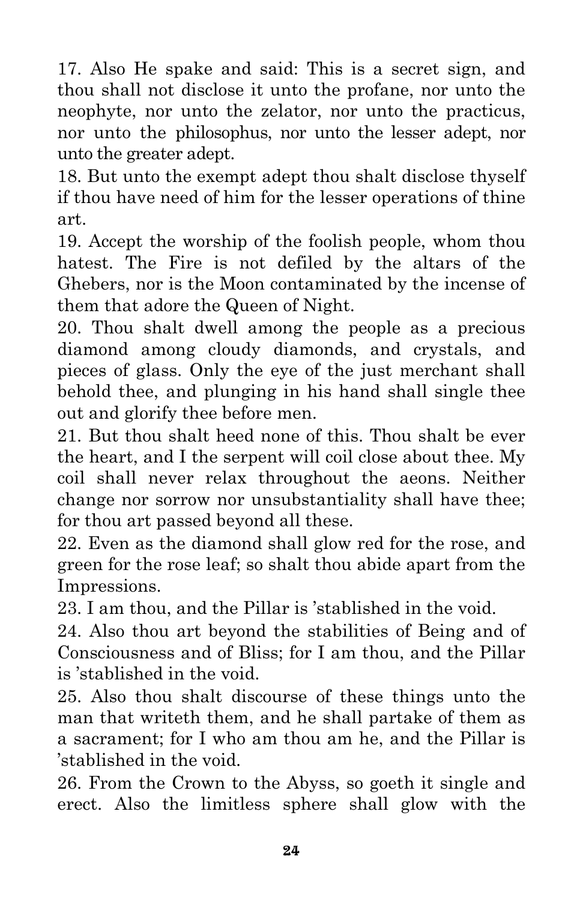17. Also He spake and said: This is a secret sign, and thou shall not disclose it unto the profane, nor unto the neophyte, nor unto the zelator, nor unto the practicus, nor unto the philosophus, nor unto the lesser adept, nor unto the greater adept.

18. But unto the exempt adept thou shalt disclose thyself if thou have need of him for the lesser operations of thine art.

19. Accept the worship of the foolish people, whom thou hatest. The Fire is not defiled by the altars of the Ghebers, nor is the Moon contaminated by the incense of them that adore the Queen of Night.

20. Thou shalt dwell among the people as a precious diamond among cloudy diamonds, and crystals, and pieces of glass. Only the eye of the just merchant shall behold thee, and plunging in his hand shall single thee out and glorify thee before men.

21. But thou shalt heed none of this. Thou shalt be ever the heart, and I the serpent will coil close about thee. My coil shall never relax throughout the aeons. Neither change nor sorrow nor unsubstantiality shall have thee; for thou art passed beyond all these.

22. Even as the diamond shall glow red for the rose, and green for the rose leaf; so shalt thou abide apart from the Impressions.

23. I am thou, and the Pillar is 'stablished in the void.

24. Also thou art beyond the stabilities of Being and of Consciousness and of Bliss; for I am thou, and the Pillar is 'stablished in the void.

25. Also thou shalt discourse of these things unto the man that writeth them, and he shall partake of them as a sacrament; for I who am thou am he, and the Pillar is 'stablished in the void.

26. From the Crown to the Abyss, so goeth it single and erect. Also the limitless sphere shall glow with the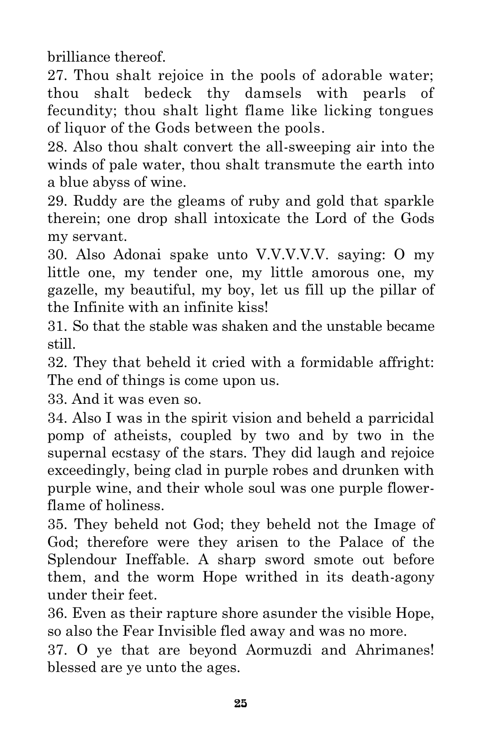brilliance thereof.

27. Thou shalt rejoice in the pools of adorable water; thou shalt bedeck thy damsels with pearls of fecundity; thou shalt light flame like licking tongues of liquor of the Gods between the pools.

28. Also thou shalt convert the all-sweeping air into the winds of pale water, thou shalt transmute the earth into a blue abyss of wine.

29. Ruddy are the gleams of ruby and gold that sparkle therein; one drop shall intoxicate the Lord of the Gods my servant.

30. Also Adonai spake unto V.V.V.V.V. saying: O my little one, my tender one, my little amorous one, my gazelle, my beautiful, my boy, let us fill up the pillar of the Infinite with an infinite kiss!

31. So that the stable was shaken and the unstable became still.

32. They that beheld it cried with a formidable affright: The end of things is come upon us.

33. And it was even so.

34. Also I was in the spirit vision and beheld a parricidal pomp of atheists, coupled by two and by two in the supernal ecstasy of the stars. They did laugh and rejoice exceedingly, being clad in purple robes and drunken with purple wine, and their whole soul was one purple flower-flame of holiness.

35. They beheld not God; they beheld not the Image of God; therefore were they arisen to the Palace of the Splendour Ineffable. A sharp sword smote out before them, and the worm Hope writhed in its death-agony under their feet.

36. Even as their rapture shore asunder the visible Hope, so also the Fear Invisible fled away and was no more.

37. O ye that are beyond Aormuzdi and Ahrimanes! blessed are ye unto the ages.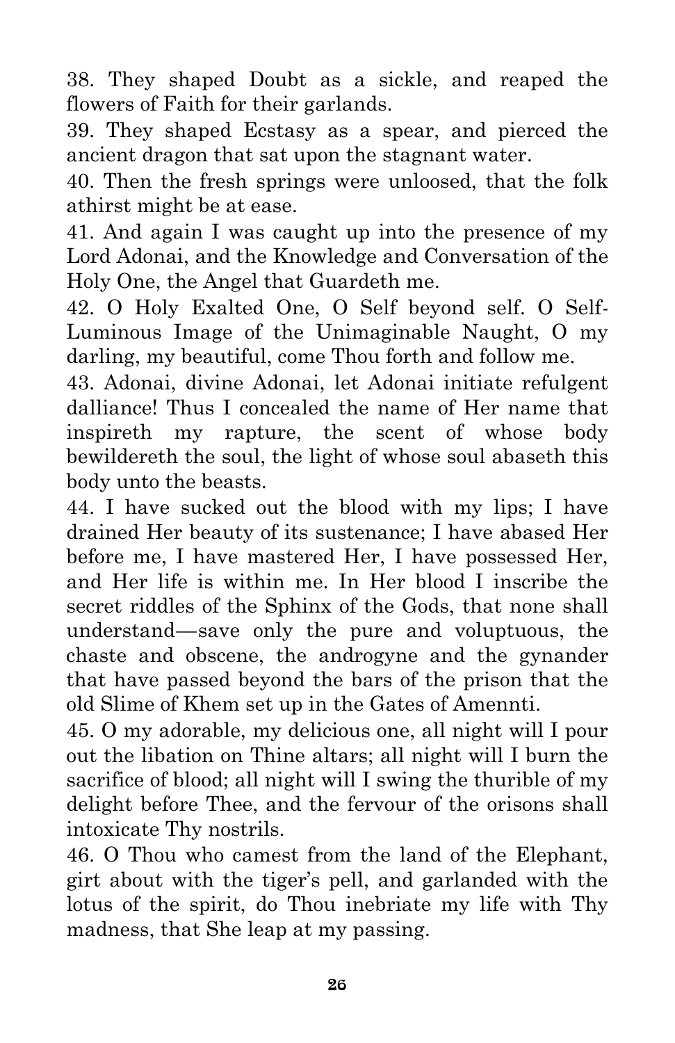38. They shaped Doubt as a sickle, and reaped the flowers of Faith for their garlands.

39. They shaped Ecstasy as a spear, and pierced the ancient dragon that sat upon the stagnant water.

40. Then the fresh springs were unloosed, that the folk athirst might be at ease.

41. And again I was caught up into the presence of my Lord Adonai, and the Knowledge and Conversation of the Holy One, the Angel that Guardeth me.

42. O Holy Exalted One, O Self beyond self. O Self-Luminous Image of the Unimaginable Naught, O my darling, my beautiful, come Thou forth and follow me.

43. Adonai, divine Adonai, let Adonai initiate refulgent dalliance! Thus I concealed the name of Her name that inspireth my rapture, the scent of whose body bewildereth the soul, the light of whose soul abaseth this body unto the beasts.

44. I have sucked out the blood with my lips; I have drained Her beauty of its sustenance; I have abased Her before me, I have mastered Her, I have possessed Her, and Her life is within me. In Her blood I inscribe the secret riddles of the Sphinx of the Gods, that none shall understand—save only the pure and voluptuous, the chaste and obscene, the androgyne and the gynander that have passed beyond the bars of the prison that the old Slime of Khem set up in the Gates of Amennti.

45. O my adorable, my delicious one, all night will I pour out the libation on Thine altars; all night will I burn the sacrifice of blood; all night will I swing the thurible of my delight before Thee, and the fervour of the orisons shall intoxicate Thy nostrils.

46. O Thou who camest from the land of the Elephant, girt about with the tiger's pell, and garlanded with the lotus of the spirit, do Thou inebriate my life with Thy madness, that She leap at my passing.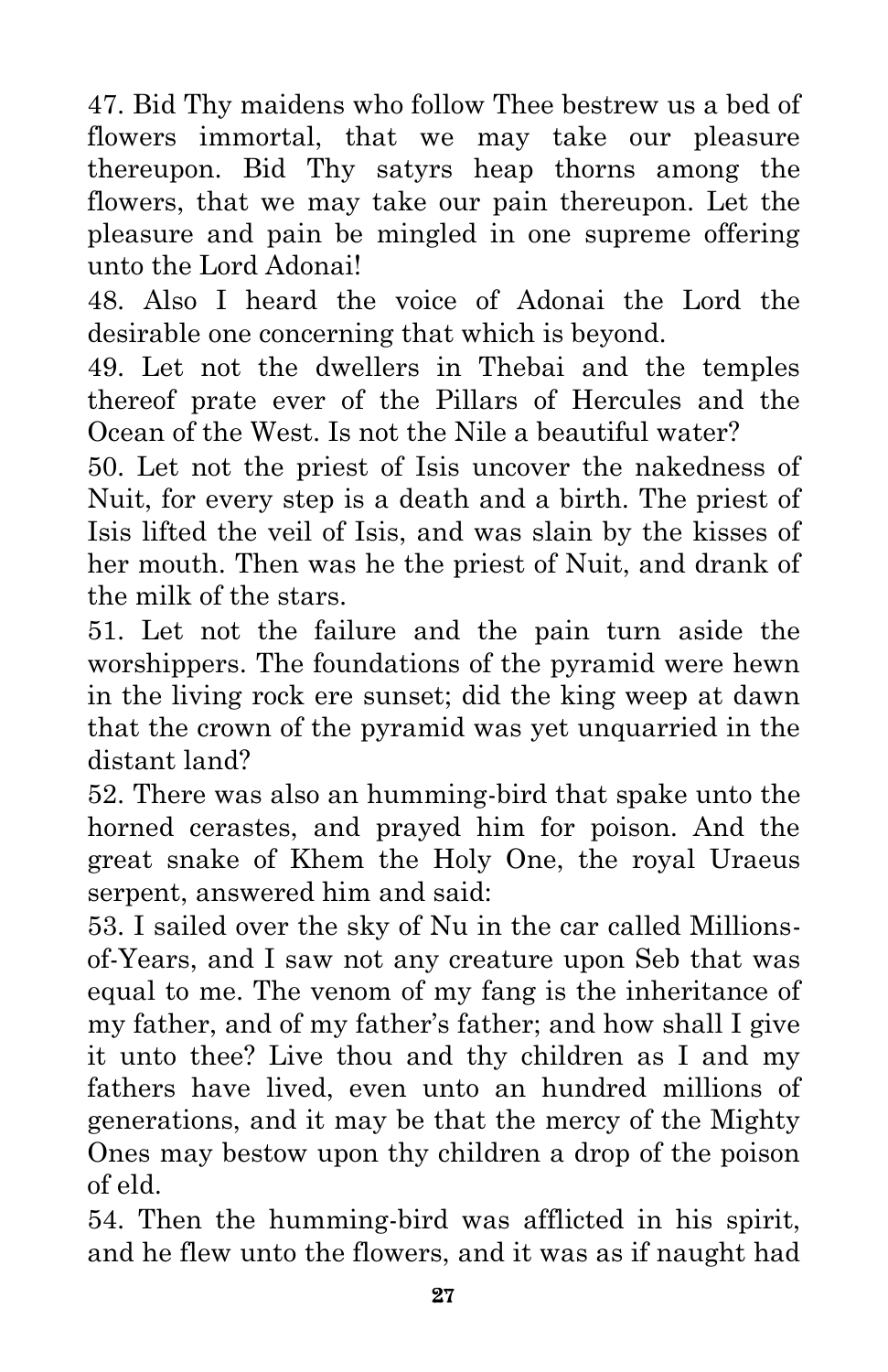47. Bid Thy maidens who follow Thee bestrew us a bed of flowers immortal, that we may take our pleasure thereupon. Bid Thy satyrs heap thorns among the flowers, that we may take our pain thereupon. Let the pleasure and pain be mingled in one supreme offering unto the Lord Adonai!

48. Also I heard the voice of Adonai the Lord the desirable one concerning that which is beyond.

49. Let not the dwellers in Thebai and the temples thereof prate ever of the Pillars of Hercules and the Ocean of the West. Is not the Nile a beautiful water?

50. Let not the priest of Isis uncover the nakedness of Nuit, for every step is a death and a birth. The priest of Isis lifted the veil of Isis, and was slain by the kisses of her mouth. Then was he the priest of Nuit, and drank of the milk of the stars.

51. Let not the failure and the pain turn aside the worshippers. The foundations of the pyramid were hewn in the living rock ere sunset; did the king weep at dawn that the crown of the pyramid was yet unquarried in the distant land?

52. There was also an humming-bird that spake unto the horned cerastes, and prayed him for poison. And the great snake of Khem the Holy One, the royal Uraeus serpent, answered him and said:

53. I sailed over the sky of Nu in the car called Millions-of-Years, and I saw not any creature upon Seb that was equal to me. The venom of my fang is the inheritance of my father, and of my father's father; and how shall I give it unto thee? Live thou and thy children as I and my fathers have lived, even unto an hundred millions of generations, and it may be that the mercy of the Mighty Ones may bestow upon thy children a drop of the poison of eld.

54. Then the humming-bird was afflicted in his spirit, and he flew unto the flowers, and it was as if naught had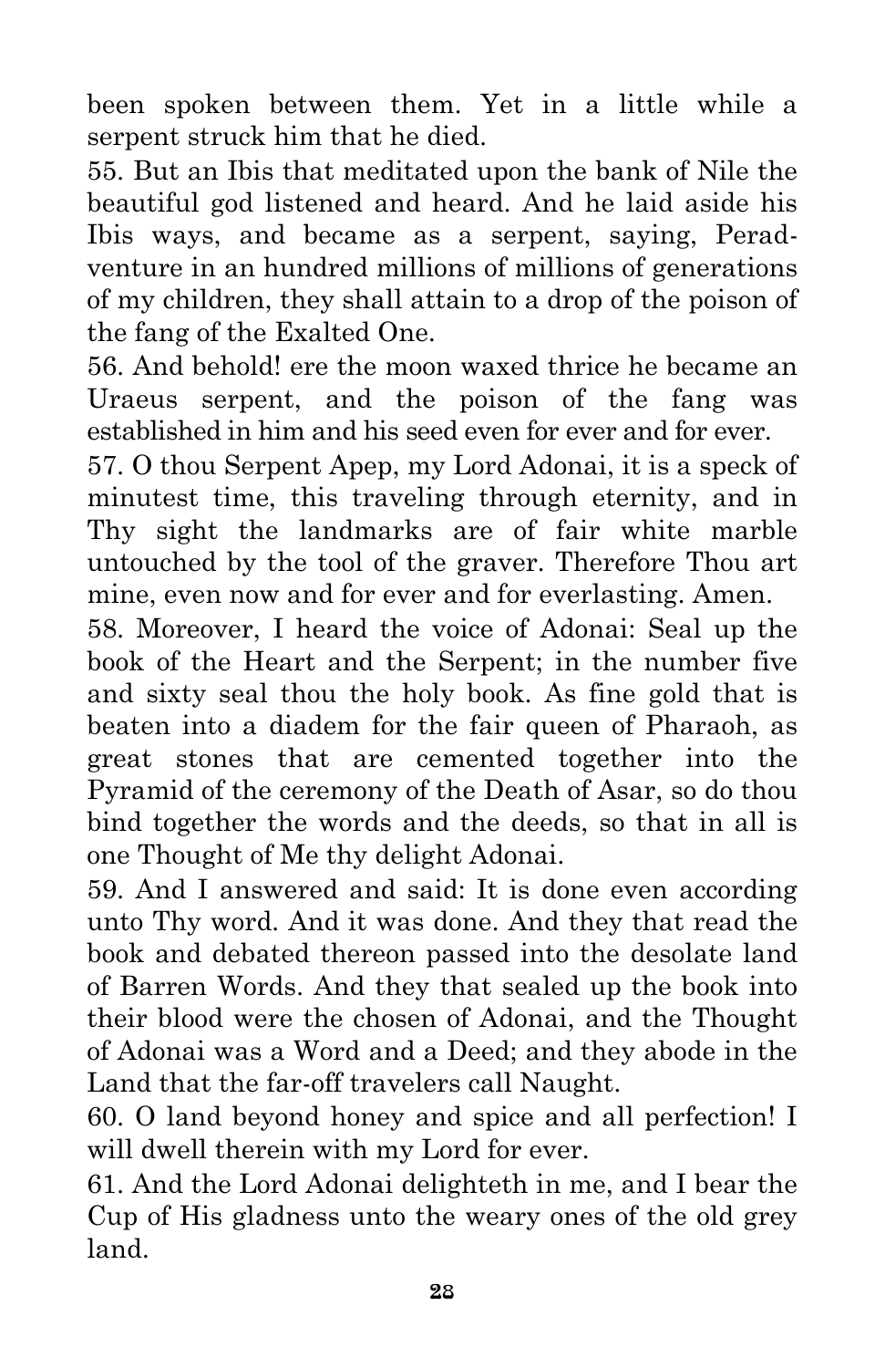been spoken between them. Yet in a little while a serpent struck him that he died.

55. But an Ibis that meditated upon the bank of Nile the beautiful god listened and heard. And he laid aside his Ibis ways, and became as a serpent, saying, Peradventure in an hundred millions of millions of generations of my children, they shall attain to a drop of the poison of the fang of the Exalted One.

56. And behold! ere the moon waxed thrice he became an Uraeus serpent, and the poison of the fang was established in him and his seed even for ever and for ever.

57. O thou Serpent Apep, my Lord Adonai, it is a speck of minutest time, this traveling through eternity, and in Thy sight the landmarks are of fair white marble untouched by the tool of the graver. Therefore Thou art mine, even now and for ever and for everlasting. Amen.

58. Moreover, I heard the voice of Adonai: Seal up the book of the Heart and the Serpent; in the number five and sixty seal thou the holy book. As fine gold that is beaten into a diadem for the fair queen of Pharaoh, as great stones that are cemented together into the Pyramid of the ceremony of the Death of Asar, so do thou bind together the words and the deeds, so that in all is one Thought of Me thy delight Adonai.

59. And I answered and said: It is done even according unto Thy word. And it was done. And they that read the book and debated thereon passed into the desolate land of Barren Words. And they that sealed up the book into their blood were the chosen of Adonai, and the Thought of Adonai was a Word and a Deed; and they abode in the Land that the far-off travelers call Naught.

60. O land beyond honey and spice and all perfection! I will dwell therein with my Lord for ever.

61. And the Lord Adonai delighteth in me, and I bear the Cup of His gladness unto the weary ones of the old grey land.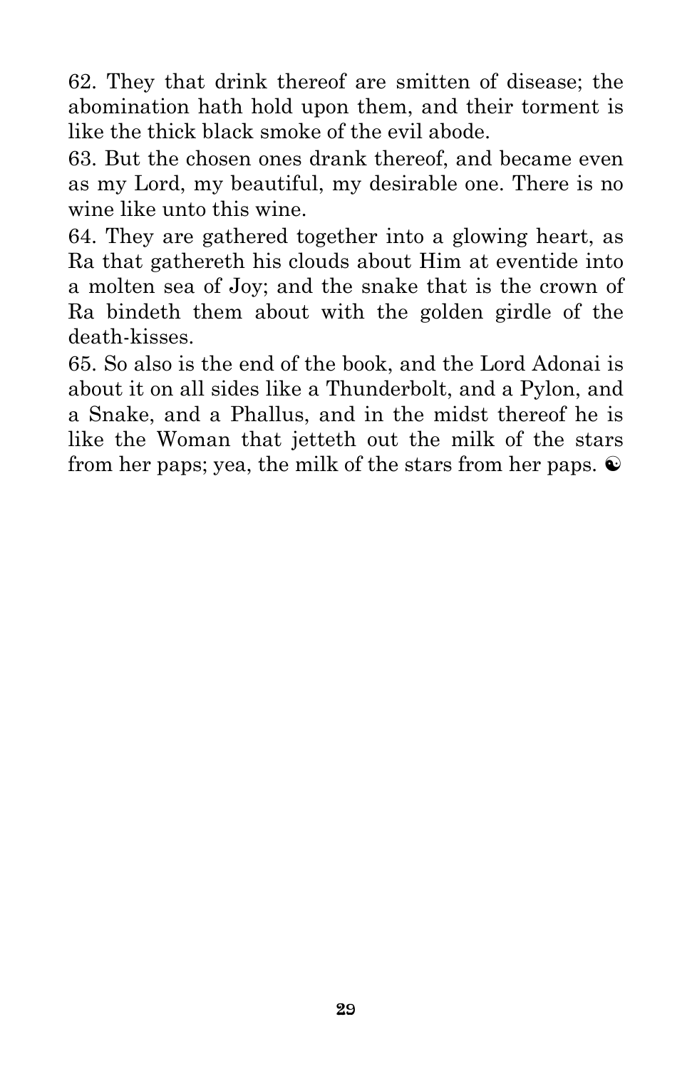62. They that drink thereof are smitten of disease; the abomination hath hold upon them, and their torment is like the thick black smoke of the evil abode.

63. But the chosen ones drank thereof, and became even as my Lord, my beautiful, my desirable one. There is no wine like unto this wine.

64. They are gathered together into a glowing heart, as Ra that gathereth his clouds about Him at eventide into a molten sea of Joy; and the snake that is the crown of Ra bindeth them about with the golden girdle of the death-kisses.

65. So also is the end of the book, and the Lord Adonai is about it on all sides like a Thunderbolt, and a Pylon, and a Snake, and a Phallus, and in the midst thereof he is like the Woman that jetteth out the milk of the stars from her paps; yea, the milk of the stars from her paps. ☯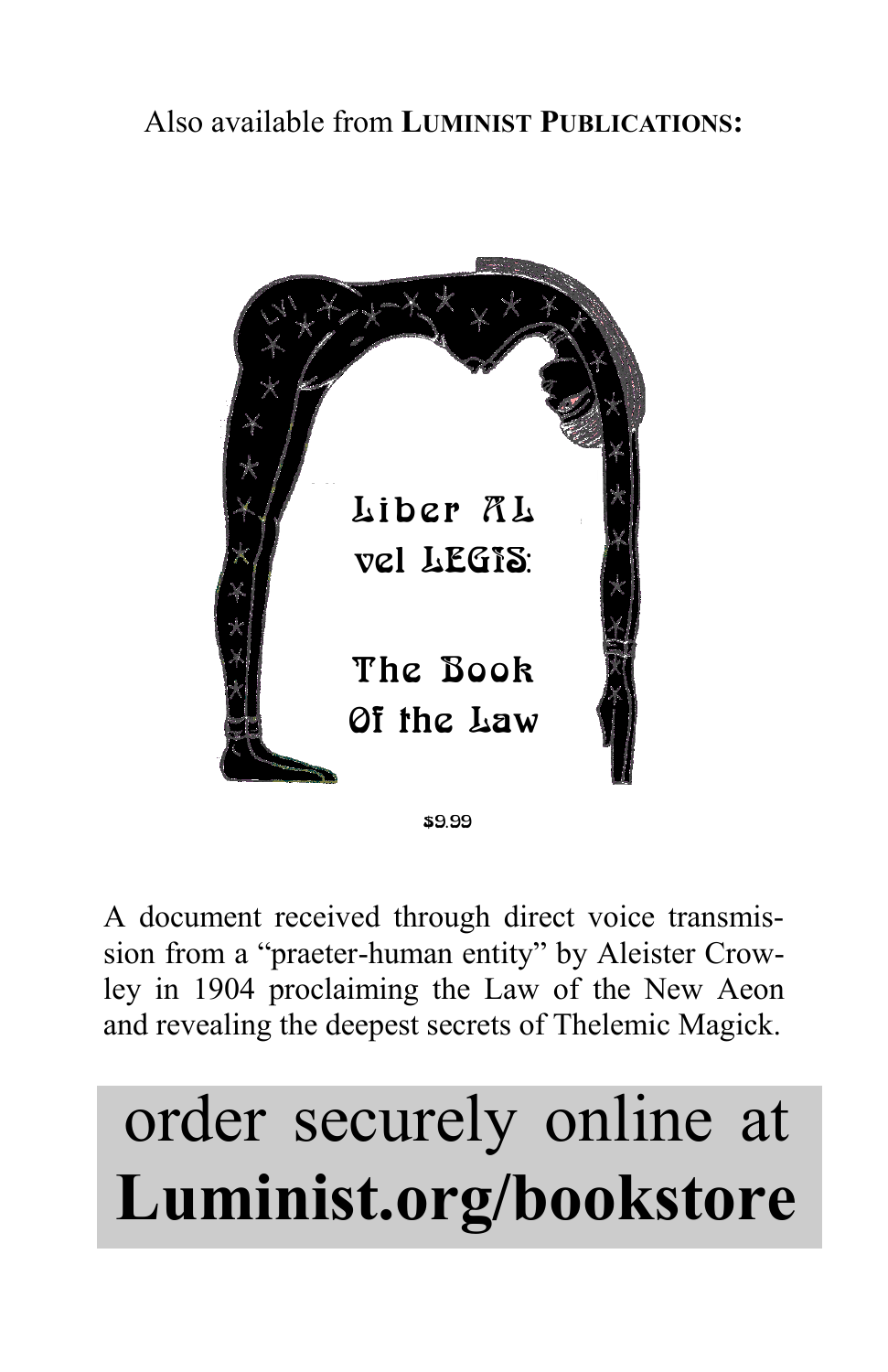Also available from **LUMINIST PUBLICATIONS:**

Liber AL vel LEGIS:

The Book Of the Law

$9.99

A document received through direct voice transmission from a "praeter-human entity" by Aleister Crowley in 1904 proclaiming the Law of the New Aeon and revealing the deepest secrets of Thelemic Magick.

order securely online at **Luminist.org/bookstore**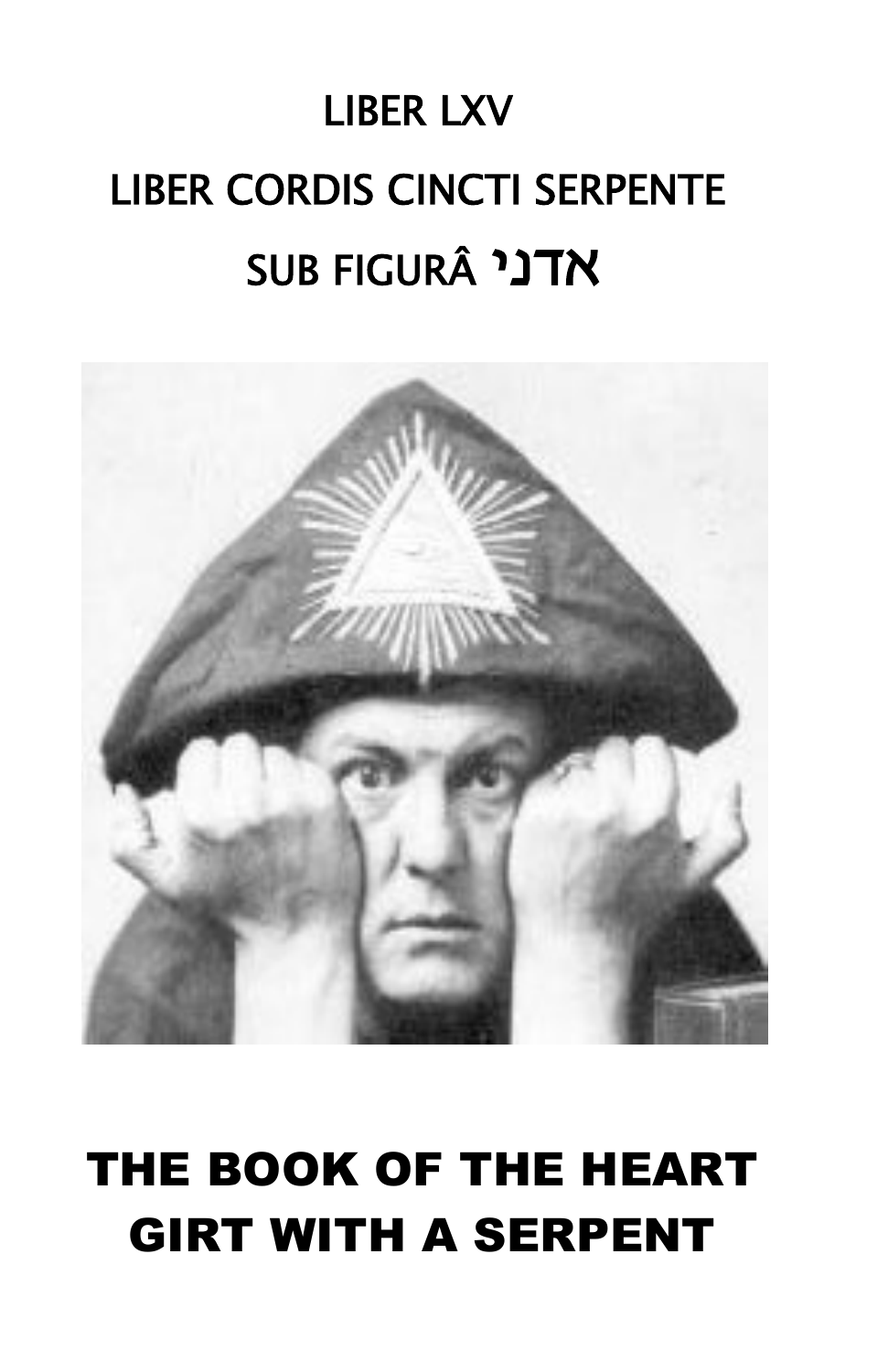# LIBER LXV

## LIBER CORDIS CINCTI SERPENTE

## SUB FIGURÂ אדני

# THE BOOK OF THE HEART GIRT WITH A SERPENT